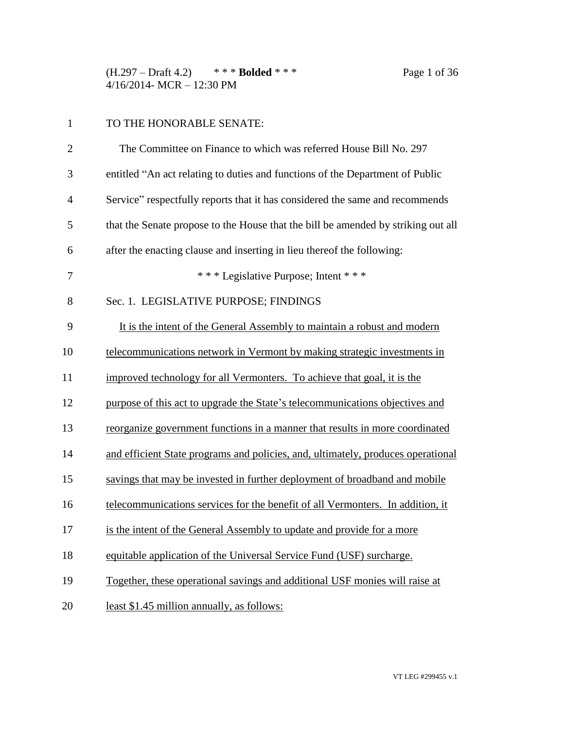TO THE HONORABLE SENATE:

The Committee on Finance to which was referred House Bill No. 297 entitled "An act relating to duties and functions of the Department of Public Service" respectfully reports that it has considered the same and recommends that the Senate propose to the House that the bill be amended by striking out all after the enacting clause and inserting in lieu thereof the following:

\* \* \* Legislative Purpose; Intent \* \* \*

Sec. 1. LEGISLATIVE PURPOSE; FINDINGS

<u>It is the intent of the General Assembly to maintain a robust and modern telecommunications network in Vermont by making strategic investments in improved technology for all Vermonters. To achieve that goal, it is the purpose of this act to upgrade the State's telecommunications objectives and reorganize government functions in a manner that results in more coordinated and efficient State programs and policies, and, ultimately, produces operational savings that may be invested in further deployment of broadband and mobile telecommunications services for the benefit of all Vermonters. In addition, it is the intent of the General Assembly to update and provide for a more equitable application of the Universal Service Fund (USF) surcharge. Together, these operational savings and additional USF monies will raise at least $1.45 million annually, as follows:</u>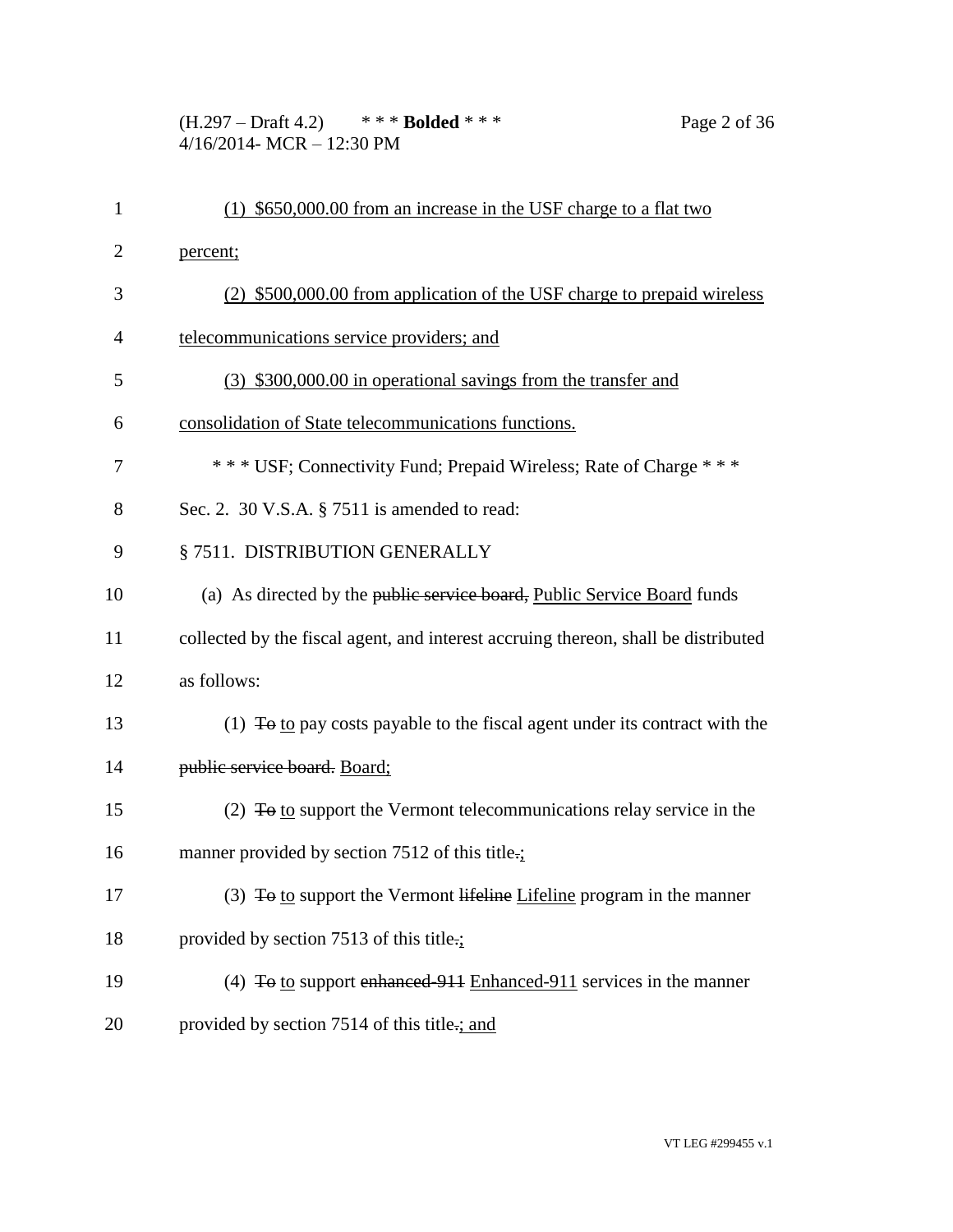<u>(1) $650,000.00 from an increase in the USF charge to a flat two percent;</u>

<u>(2) $500,000.00 from application of the USF charge to prepaid wireless telecommunications service providers; and</u>

<u>(3) $300,000.00 in operational savings from the transfer and consolidation of State telecommunications functions.</u>

\* \* \* USF; Connectivity Fund; Prepaid Wireless; Rate of Charge \* \* \*

Sec. 2. 30 V.S.A. § 7511 is amended to read:

§ 7511. DISTRIBUTION GENERALLY

(a) As directed by the ~~public service board,~~ <u>Public Service Board</u> funds collected by the fiscal agent, and interest accruing thereon, shall be distributed as follows:

(1) ~~To~~ <u>to</u> pay costs payable to the fiscal agent under its contract with the ~~public service board.~~ <u>Board;</u>

(2) ~~To~~ <u>to</u> support the Vermont telecommunications relay service in the manner provided by section 7512 of this title~~.~~<u>;</u>

(3) ~~To~~ <u>to</u> support the Vermont ~~lifeline~~ <u>Lifeline</u> program in the manner provided by section 7513 of this title~~.~~<u>;</u>

(4) ~~To~~ <u>to</u> support ~~enhanced-911~~ <u>Enhanced-911</u> services in the manner provided by section 7514 of this title~~.~~<u>; and</u>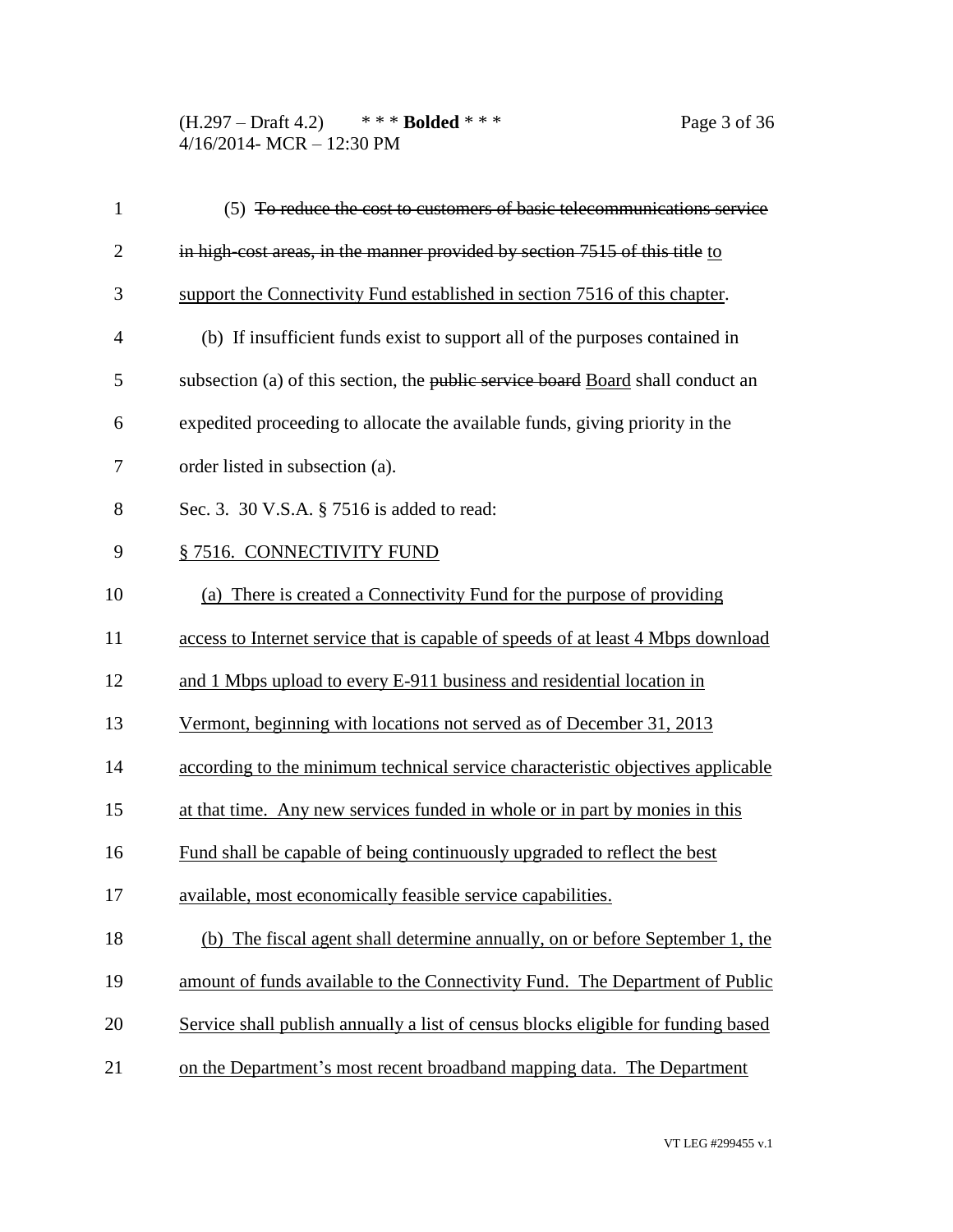(5) ~~To reduce the cost to customers of basic telecommunications service in high-cost areas, in the manner provided by section 7515 of this title~~ to support the Connectivity Fund established in section 7516 of this chapter.

(b) If insufficient funds exist to support all of the purposes contained in subsection (a) of this section, the ~~public service board~~ Board shall conduct an expedited proceeding to allocate the available funds, giving priority in the order listed in subsection (a).

Sec. 3. 30 V.S.A. § 7516 is added to read:

§ 7516. CONNECTIVITY FUND

(a) There is created a Connectivity Fund for the purpose of providing access to Internet service that is capable of speeds of at least 4 Mbps download and 1 Mbps upload to every E-911 business and residential location in Vermont, beginning with locations not served as of December 31, 2013 according to the minimum technical service characteristic objectives applicable at that time. Any new services funded in whole or in part by monies in this Fund shall be capable of being continuously upgraded to reflect the best available, most economically feasible service capabilities.

(b) The fiscal agent shall determine annually, on or before September 1, the amount of funds available to the Connectivity Fund. The Department of Public Service shall publish annually a list of census blocks eligible for funding based on the Department's most recent broadband mapping data. The Department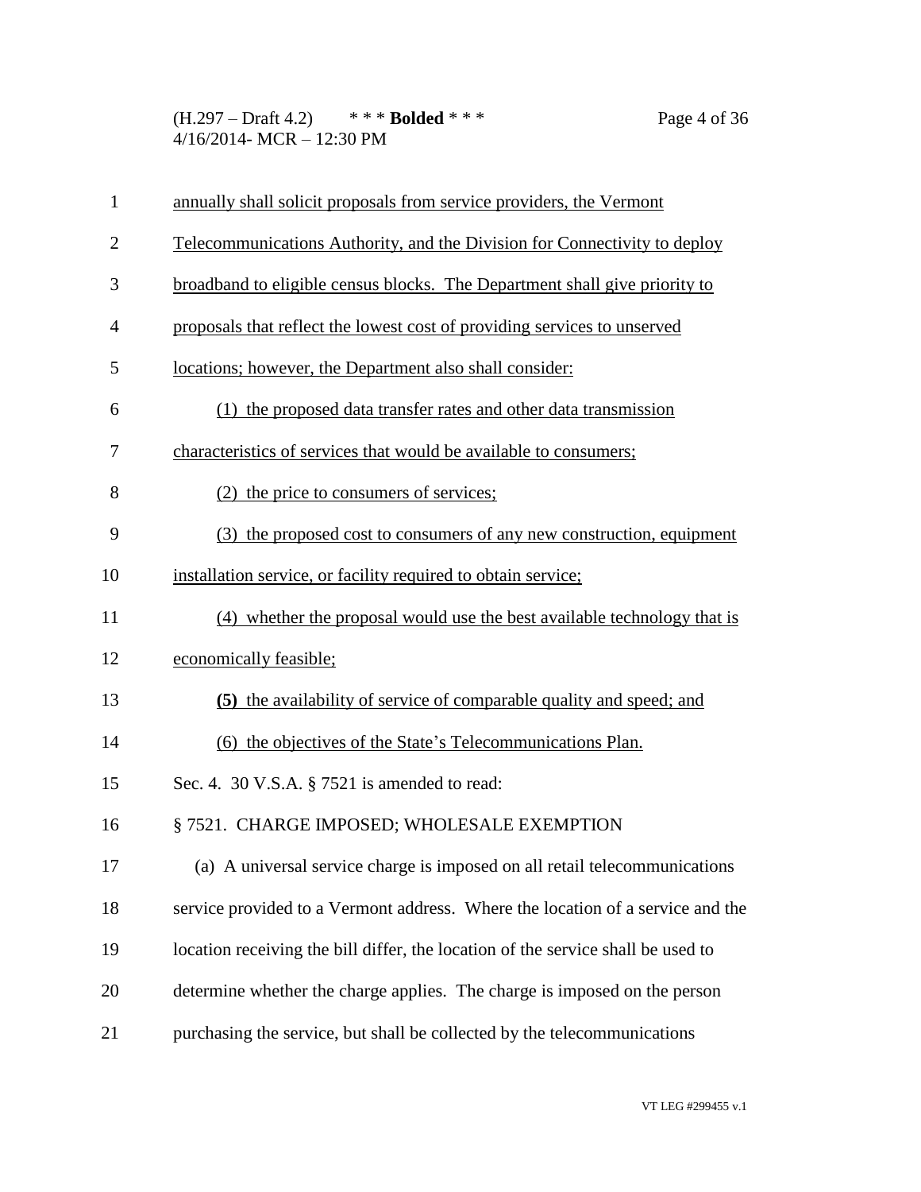annually shall solicit proposals from service providers, the Vermont Telecommunications Authority, and the Division for Connectivity to deploy broadband to eligible census blocks. The Department shall give priority to proposals that reflect the lowest cost of providing services to unserved locations; however, the Department also shall consider:

(1) the proposed data transfer rates and other data transmission characteristics of services that would be available to consumers;

(2) the price to consumers of services;

(3) the proposed cost to consumers of any new construction, equipment installation service, or facility required to obtain service;

(4) whether the proposal would use the best available technology that is economically feasible;

**(5)** the availability of service of comparable quality and speed; and

(6) the objectives of the State's Telecommunications Plan.

Sec. 4. 30 V.S.A. § 7521 is amended to read:

§ 7521. CHARGE IMPOSED; WHOLESALE EXEMPTION

(a) A universal service charge is imposed on all retail telecommunications service provided to a Vermont address. Where the location of a service and the location receiving the bill differ, the location of the service shall be used to determine whether the charge applies. The charge is imposed on the person purchasing the service, but shall be collected by the telecommunications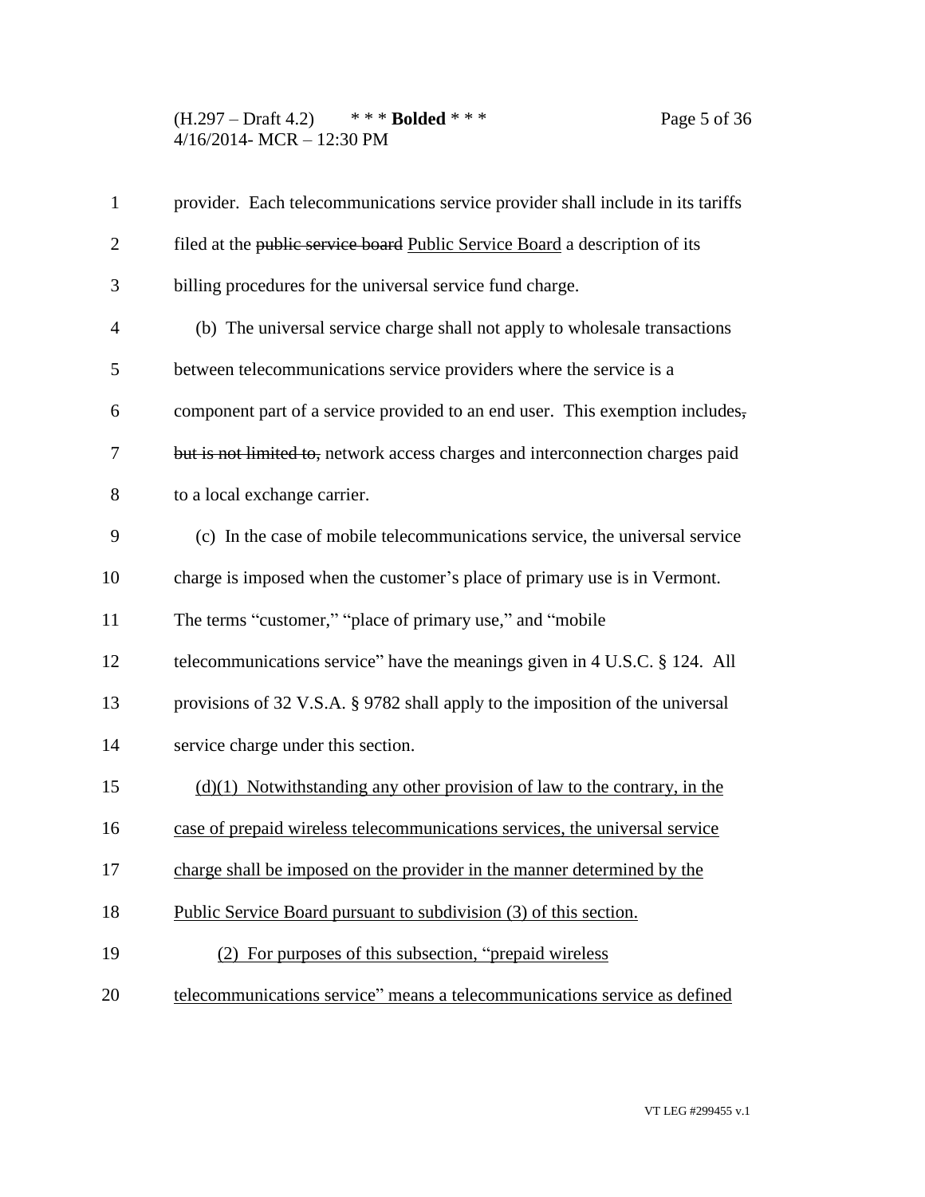provider. Each telecommunications service provider shall include in its tariffs filed at the ~~public service board~~ <u>Public Service Board</u> a description of its billing procedures for the universal service fund charge.

(b) The universal service charge shall not apply to wholesale transactions between telecommunications service providers where the service is a component part of a service provided to an end user. This exemption includes~~, but is not limited to,~~ network access charges and interconnection charges paid to a local exchange carrier.

(c) In the case of mobile telecommunications service, the universal service charge is imposed when the customer's place of primary use is in Vermont. The terms "customer," "place of primary use," and "mobile telecommunications service" have the meanings given in 4 U.S.C. § 124. All provisions of 32 V.S.A. § 9782 shall apply to the imposition of the universal service charge under this section.

<u>(d)(1) Notwithstanding any other provision of law to the contrary, in the case of prepaid wireless telecommunications services, the universal service charge shall be imposed on the provider in the manner determined by the Public Service Board pursuant to subdivision (3) of this section.</u>

<u>(2) For purposes of this subsection, "prepaid wireless telecommunications service" means a telecommunications service as defined</u>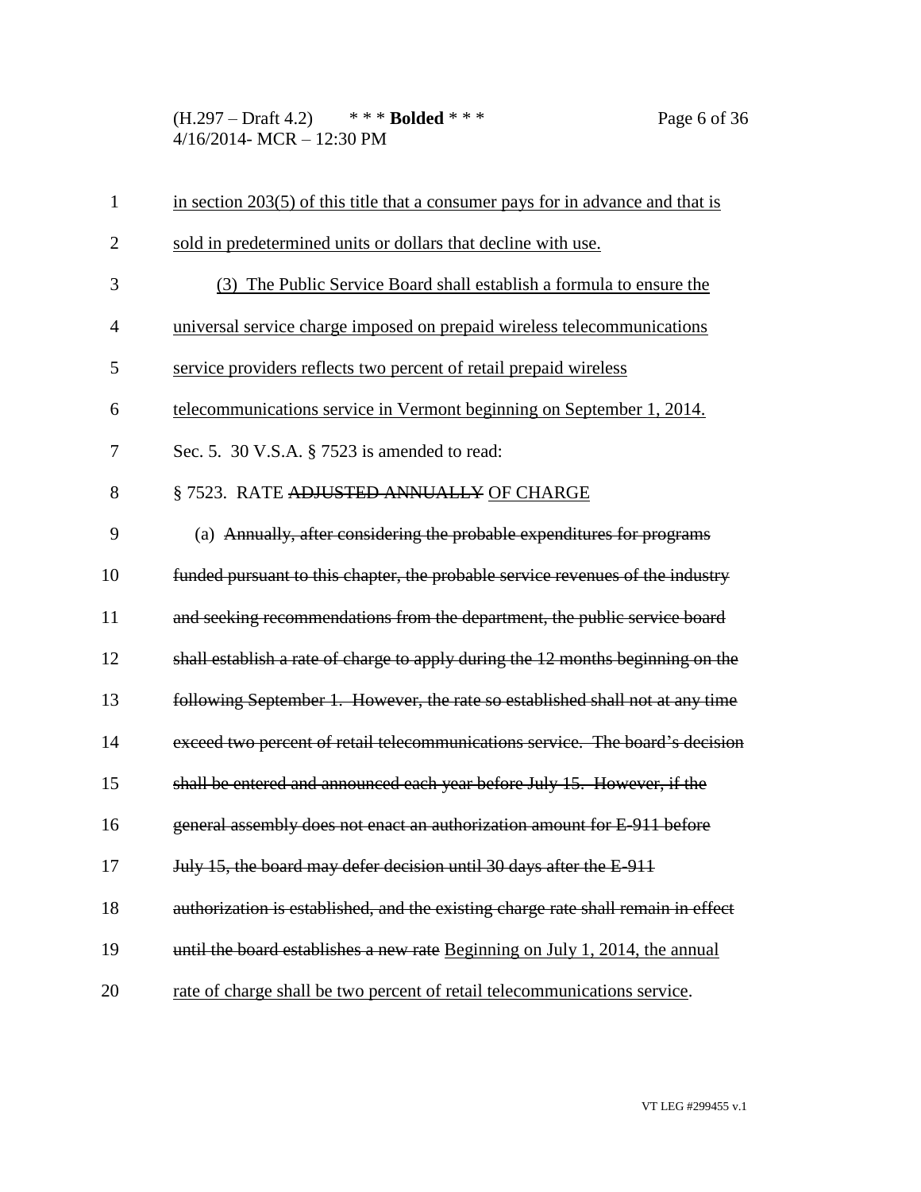in section 203(5) of this title that a consumer pays for in advance and that is sold in predetermined units or dollars that decline with use.

(3) The Public Service Board shall establish a formula to ensure the universal service charge imposed on prepaid wireless telecommunications service providers reflects two percent of retail prepaid wireless telecommunications service in Vermont beginning on September 1, 2014.

Sec. 5. 30 V.S.A. § 7523 is amended to read:

§ 7523. RATE ~~ADJUSTED ANNUALLY~~ OF CHARGE

(a) ~~Annually, after considering the probable expenditures for programs funded pursuant to this chapter, the probable service revenues of the industry and seeking recommendations from the department, the public service board shall establish a rate of charge to apply during the 12 months beginning on the following September 1. However, the rate so established shall not at any time exceed two percent of retail telecommunications service. The board's decision shall be entered and announced each year before July 15. However, if the general assembly does not enact an authorization amount for E-911 before July 15, the board may defer decision until 30 days after the E-911 authorization is established, and the existing charge rate shall remain in effect until the board establishes a new rate~~ Beginning on July 1, 2014, the annual rate of charge shall be two percent of retail telecommunications service.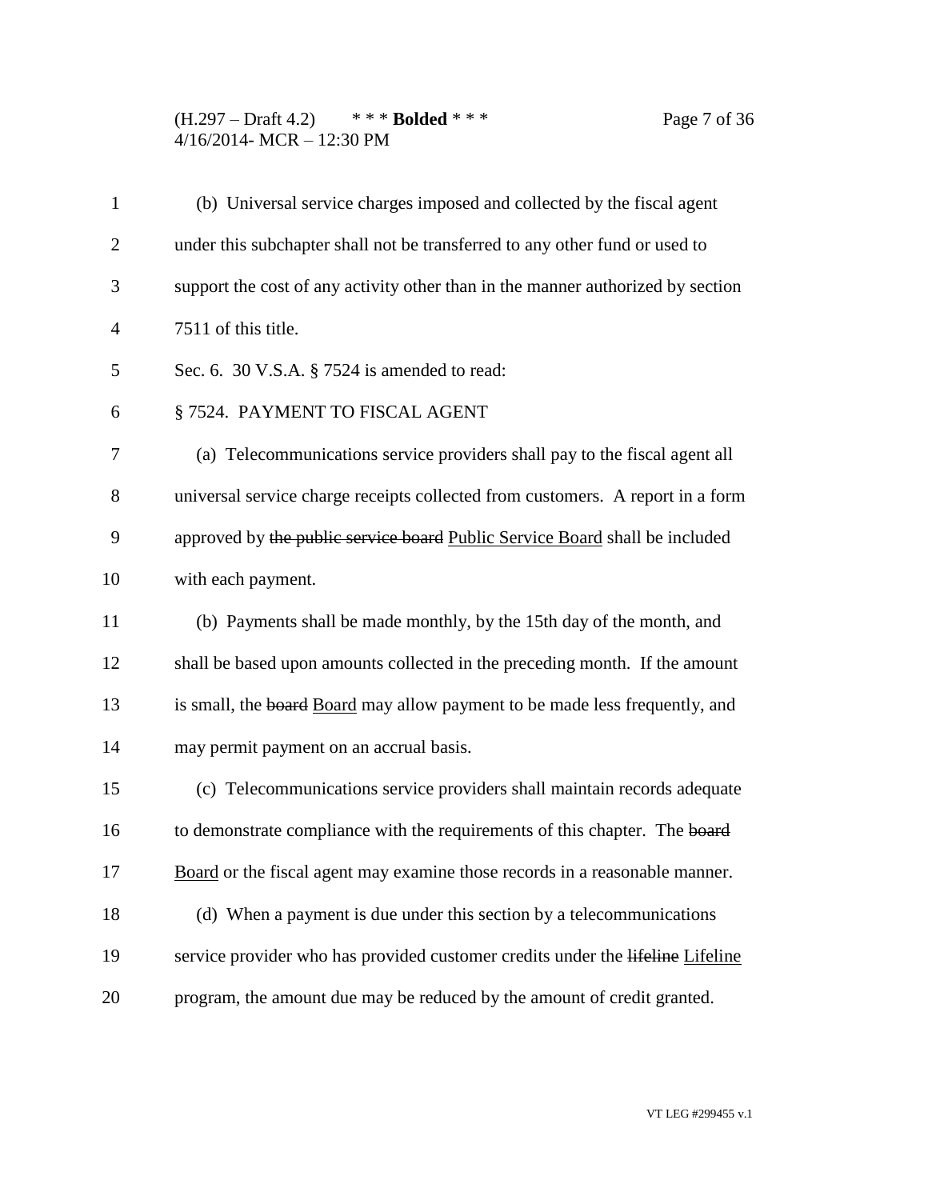(b) Universal service charges imposed and collected by the fiscal agent under this subchapter shall not be transferred to any other fund or used to support the cost of any activity other than in the manner authorized by section 7511 of this title.

Sec. 6. 30 V.S.A. § 7524 is amended to read:

§ 7524. PAYMENT TO FISCAL AGENT

(a) Telecommunications service providers shall pay to the fiscal agent all universal service charge receipts collected from customers. A report in a form approved by ~~the public service board~~ Public Service Board shall be included with each payment.

(b) Payments shall be made monthly, by the 15th day of the month, and shall be based upon amounts collected in the preceding month. If the amount is small, the ~~board~~ Board may allow payment to be made less frequently, and may permit payment on an accrual basis.

(c) Telecommunications service providers shall maintain records adequate to demonstrate compliance with the requirements of this chapter. The ~~board~~ Board or the fiscal agent may examine those records in a reasonable manner.

(d) When a payment is due under this section by a telecommunications service provider who has provided customer credits under the ~~lifeline~~ Lifeline program, the amount due may be reduced by the amount of credit granted.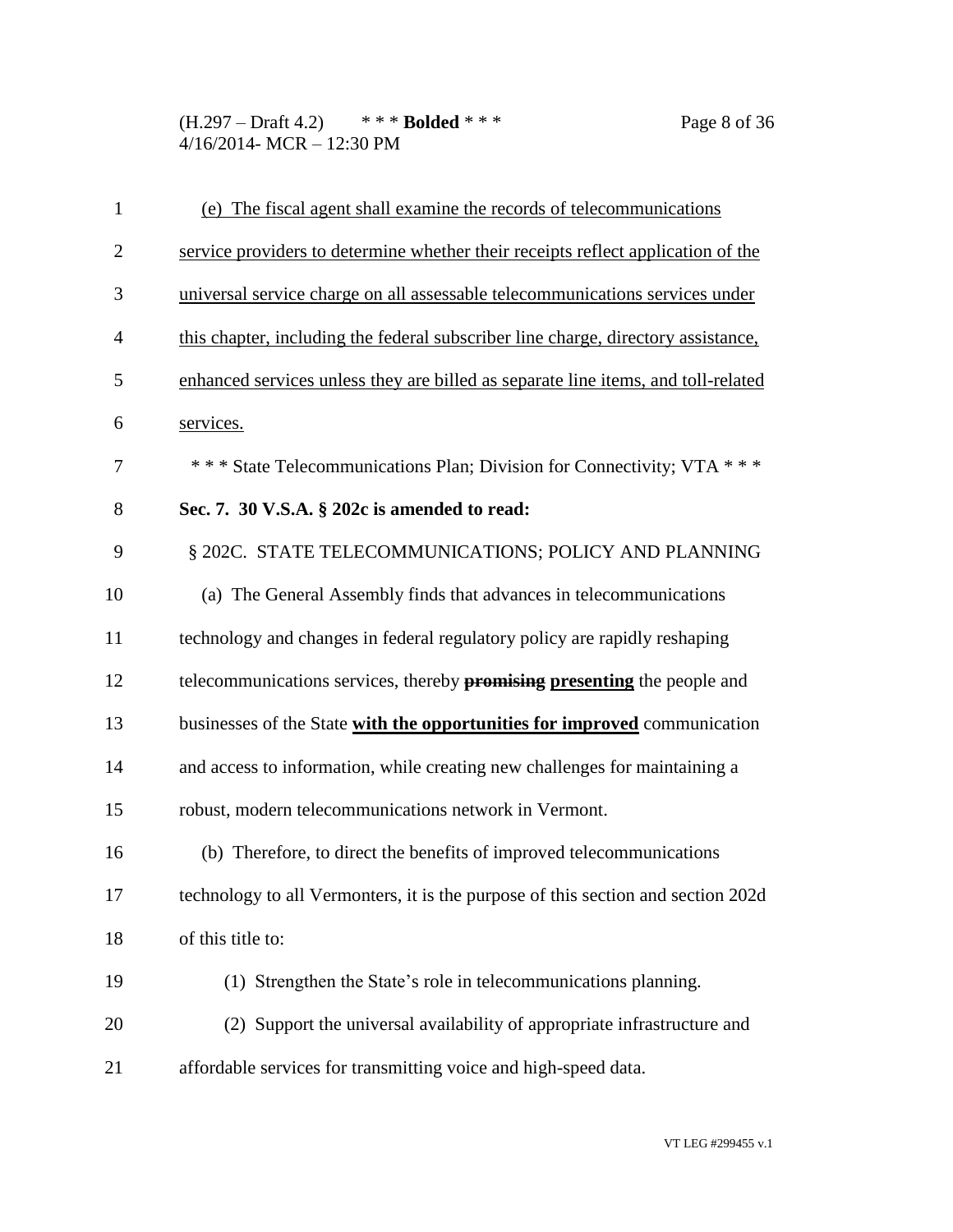(e) The fiscal agent shall examine the records of telecommunications service providers to determine whether their receipts reflect application of the universal service charge on all assessable telecommunications services under this chapter, including the federal subscriber line charge, directory assistance, enhanced services unless they are billed as separate line items, and toll-related services.

\* \* \* State Telecommunications Plan; Division for Connectivity; VTA \* \* \*

**Sec. 7. 30 V.S.A. § 202c is amended to read:**

§ 202C. STATE TELECOMMUNICATIONS; POLICY AND PLANNING

(a) The General Assembly finds that advances in telecommunications technology and changes in federal regulatory policy are rapidly reshaping telecommunications services, thereby ~~**promising**~~ **presenting** the people and businesses of the State **with the opportunities for improved** communication and access to information, while creating new challenges for maintaining a robust, modern telecommunications network in Vermont.

(b) Therefore, to direct the benefits of improved telecommunications technology to all Vermonters, it is the purpose of this section and section 202d of this title to:

(1) Strengthen the State's role in telecommunications planning.

(2) Support the universal availability of appropriate infrastructure and affordable services for transmitting voice and high-speed data.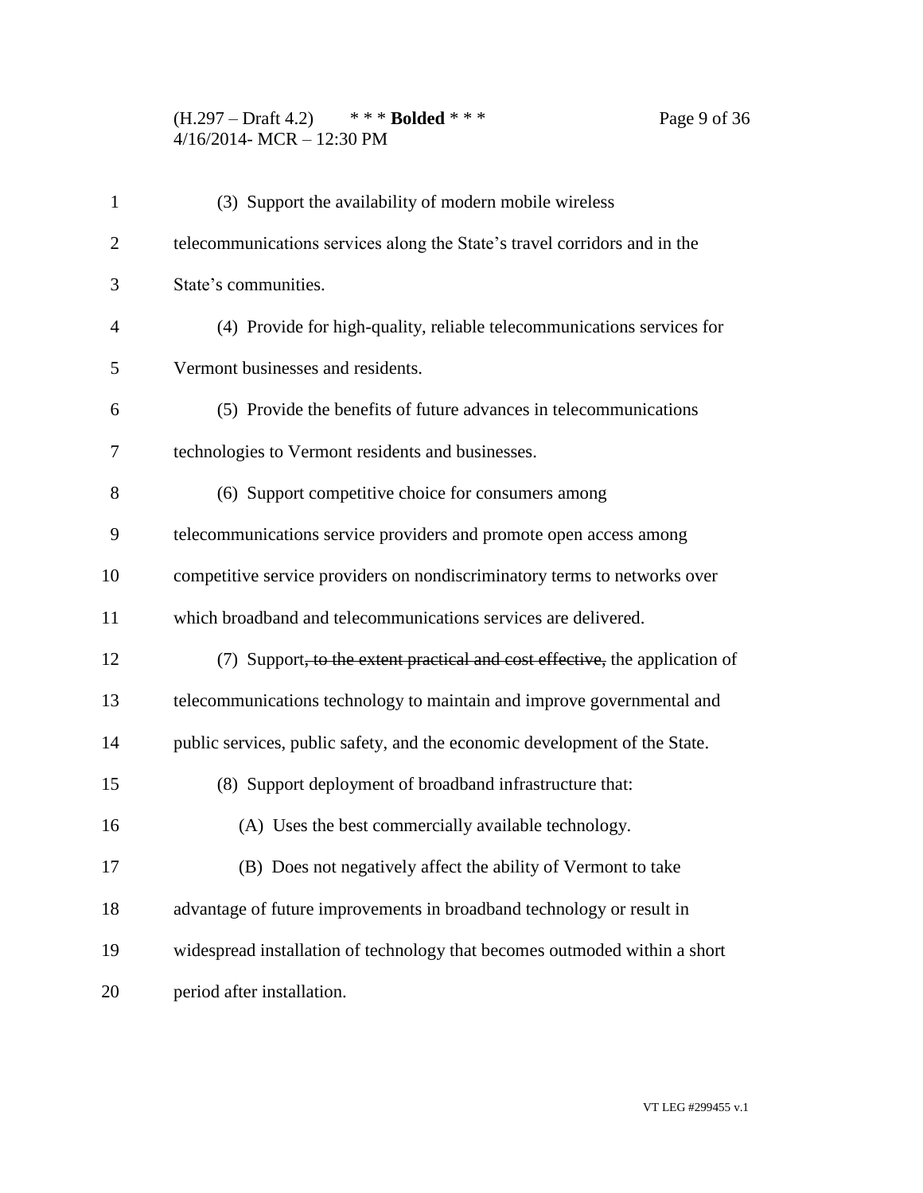(3) Support the availability of modern mobile wireless telecommunications services along the State's travel corridors and in the State's communities.

(4) Provide for high-quality, reliable telecommunications services for Vermont businesses and residents.

(5) Provide the benefits of future advances in telecommunications technologies to Vermont residents and businesses.

(6) Support competitive choice for consumers among telecommunications service providers and promote open access among competitive service providers on nondiscriminatory terms to networks over which broadband and telecommunications services are delivered.

(7) Support~~, to the extent practical and cost effective,~~ the application of telecommunications technology to maintain and improve governmental and public services, public safety, and the economic development of the State.

(8) Support deployment of broadband infrastructure that:

(A) Uses the best commercially available technology.

(B) Does not negatively affect the ability of Vermont to take advantage of future improvements in broadband technology or result in widespread installation of technology that becomes outmoded within a short period after installation.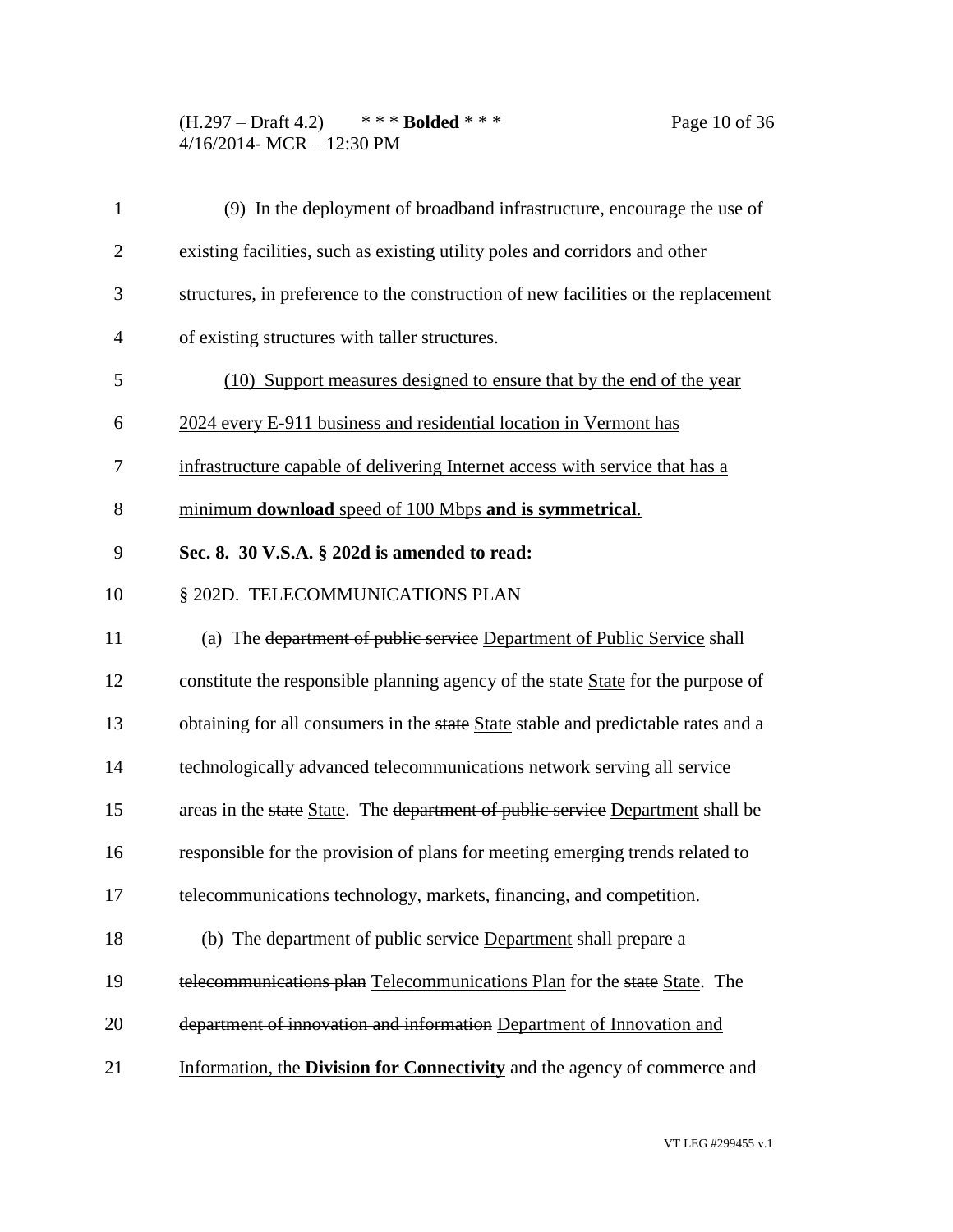(9) In the deployment of broadband infrastructure, encourage the use of existing facilities, such as existing utility poles and corridors and other structures, in preference to the construction of new facilities or the replacement of existing structures with taller structures.

<u>(10) Support measures designed to ensure that by the end of the year 2024 every E-911 business and residential location in Vermont has infrastructure capable of delivering Internet access with service that has a minimum **download** speed of 100 Mbps **and is symmetrical**.</u>

**Sec. 8. 30 V.S.A. § 202d is amended to read:**

§ 202D. TELECOMMUNICATIONS PLAN

(a) The ~~department of public service~~ <u>Department of Public Service</u> shall constitute the responsible planning agency of the ~~state~~ <u>State</u> for the purpose of obtaining for all consumers in the ~~state~~ <u>State</u> stable and predictable rates and a technologically advanced telecommunications network serving all service areas in the ~~state~~ <u>State</u>. The ~~department of public service~~ <u>Department</u> shall be responsible for the provision of plans for meeting emerging trends related to telecommunications technology, markets, financing, and competition.

(b) The ~~department of public service~~ <u>Department</u> shall prepare a ~~telecommunications plan~~ <u>Telecommunications Plan</u> for the ~~state~~ <u>State</u>. The ~~department of innovation and information~~ <u>Department of Innovation and Information, the **Division for Connectivity**</u> and the ~~agency of commerce and~~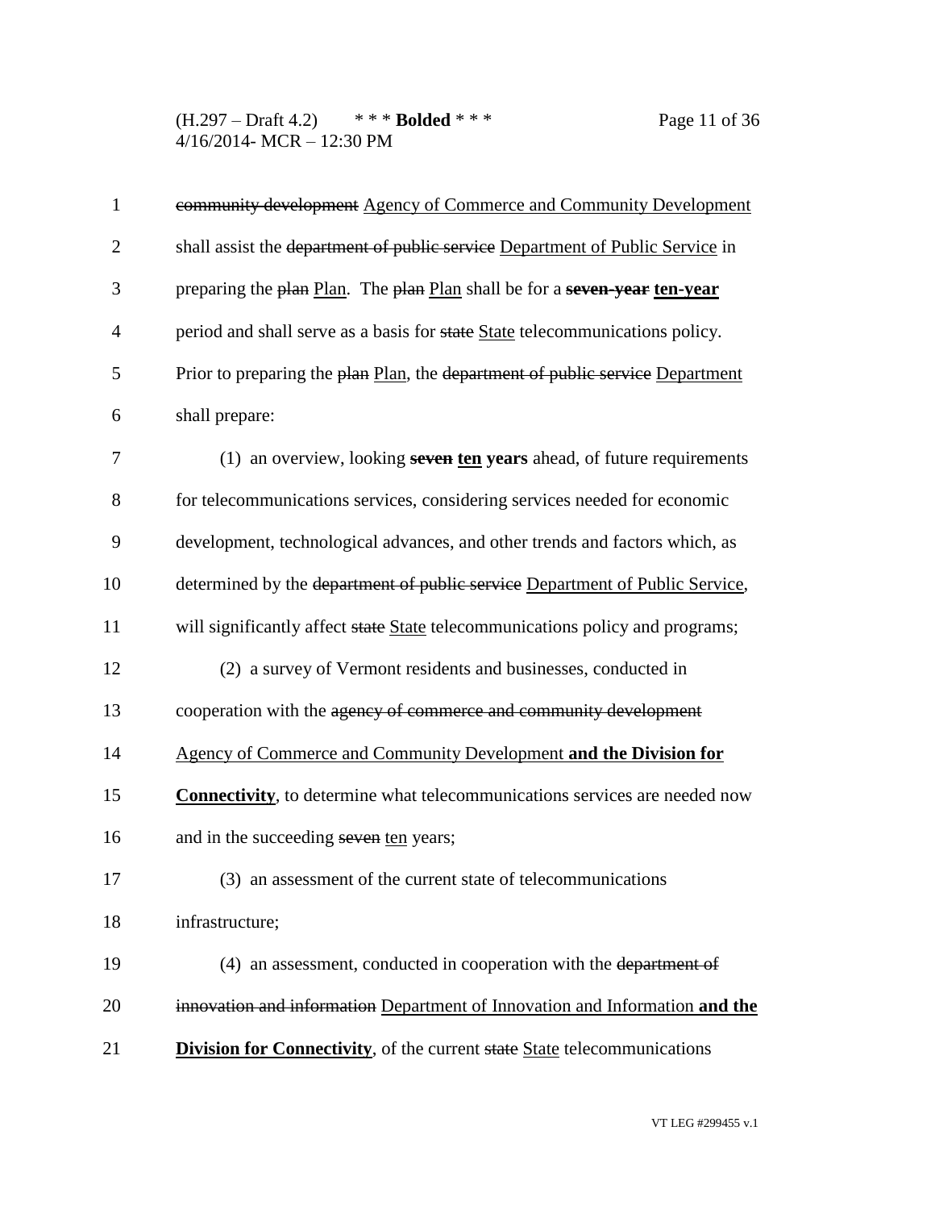~~community development~~ Agency of Commerce and Community Development shall assist the ~~department of public service~~ Department of Public Service in preparing the ~~plan~~ Plan. The ~~plan~~ Plan shall be for a **~~seven-year~~ ten-year** period and shall serve as a basis for ~~state~~ State telecommunications policy. Prior to preparing the ~~plan~~ Plan, the ~~department of public service~~ Department shall prepare:

(1) an overview, looking **~~seven~~ ten years** ahead, of future requirements for telecommunications services, considering services needed for economic development, technological advances, and other trends and factors which, as determined by the ~~department of public service~~ Department of Public Service, will significantly affect ~~state~~ State telecommunications policy and programs;

(2) a survey of Vermont residents and businesses, conducted in cooperation with the ~~agency of commerce and community development~~ Agency of Commerce and Community Development **and the Division for Connectivity**, to determine what telecommunications services are needed now and in the succeeding ~~seven~~ ten years;

(3) an assessment of the current state of telecommunications infrastructure;

(4) an assessment, conducted in cooperation with the ~~department of innovation and information~~ Department of Innovation and Information **and the Division for Connectivity**, of the current ~~state~~ State telecommunications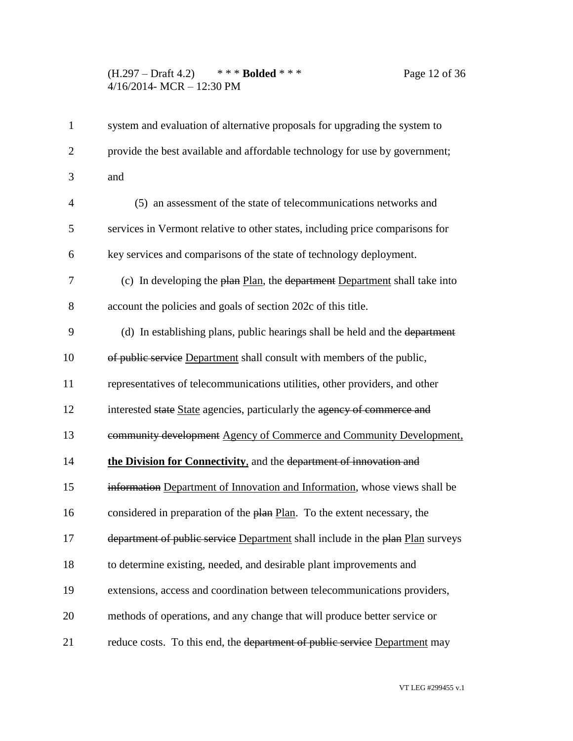system and evaluation of alternative proposals for upgrading the system to provide the best available and affordable technology for use by government; and

(5) an assessment of the state of telecommunications networks and services in Vermont relative to other states, including price comparisons for key services and comparisons of the state of technology deployment.

(c) In developing the ~~plan~~ Plan, the ~~department~~ Department shall take into account the policies and goals of section 202c of this title.

(d) In establishing plans, public hearings shall be held and the ~~department of public service~~ Department shall consult with members of the public, representatives of telecommunications utilities, other providers, and other interested ~~state~~ State agencies, particularly the ~~agency of commerce and community development~~ Agency of Commerce and Community Development, **the Division for Connectivity**, and the ~~department of innovation and information~~ Department of Innovation and Information, whose views shall be considered in preparation of the ~~plan~~ Plan. To the extent necessary, the ~~department of public service~~ Department shall include in the ~~plan~~ Plan surveys to determine existing, needed, and desirable plant improvements and extensions, access and coordination between telecommunications providers, methods of operations, and any change that will produce better service or reduce costs. To this end, the ~~department of public service~~ Department may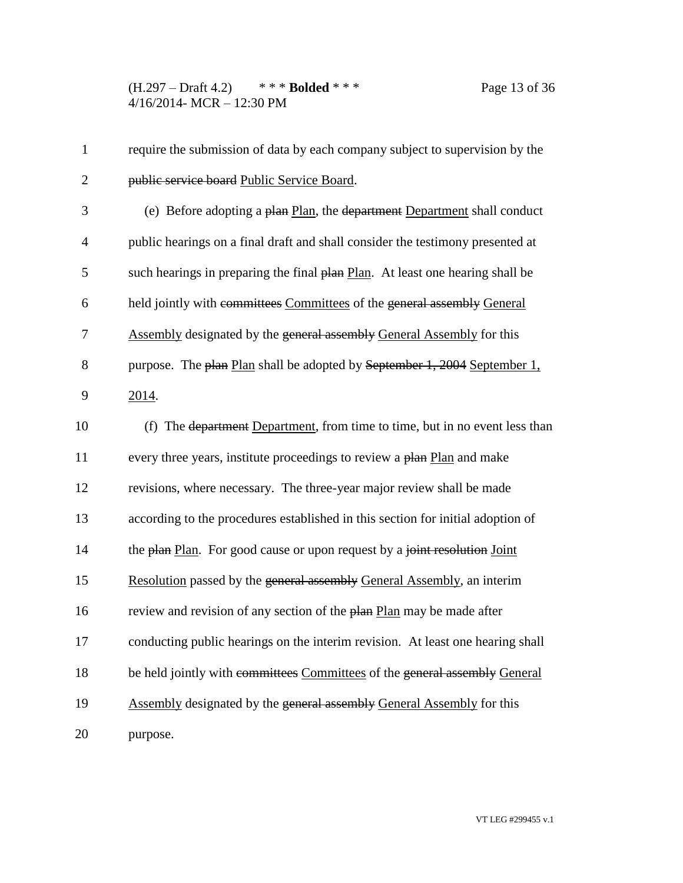require the submission of data by each company subject to supervision by the ~~public service board~~ Public Service Board.

(e) Before adopting a ~~plan~~ Plan, the ~~department~~ Department shall conduct public hearings on a final draft and shall consider the testimony presented at such hearings in preparing the final ~~plan~~ Plan. At least one hearing shall be held jointly with ~~committees~~ Committees of the ~~general assembly~~ General Assembly designated by the ~~general assembly~~ General Assembly for this purpose. The ~~plan~~ Plan shall be adopted by ~~September 1, 2004~~ September 1, 2014.

(f) The ~~department~~ Department, from time to time, but in no event less than every three years, institute proceedings to review a ~~plan~~ Plan and make revisions, where necessary. The three-year major review shall be made according to the procedures established in this section for initial adoption of the ~~plan~~ Plan. For good cause or upon request by a ~~joint resolution~~ Joint Resolution passed by the ~~general assembly~~ General Assembly, an interim review and revision of any section of the ~~plan~~ Plan may be made after conducting public hearings on the interim revision. At least one hearing shall be held jointly with ~~committees~~ Committees of the ~~general assembly~~ General Assembly designated by the ~~general assembly~~ General Assembly for this purpose.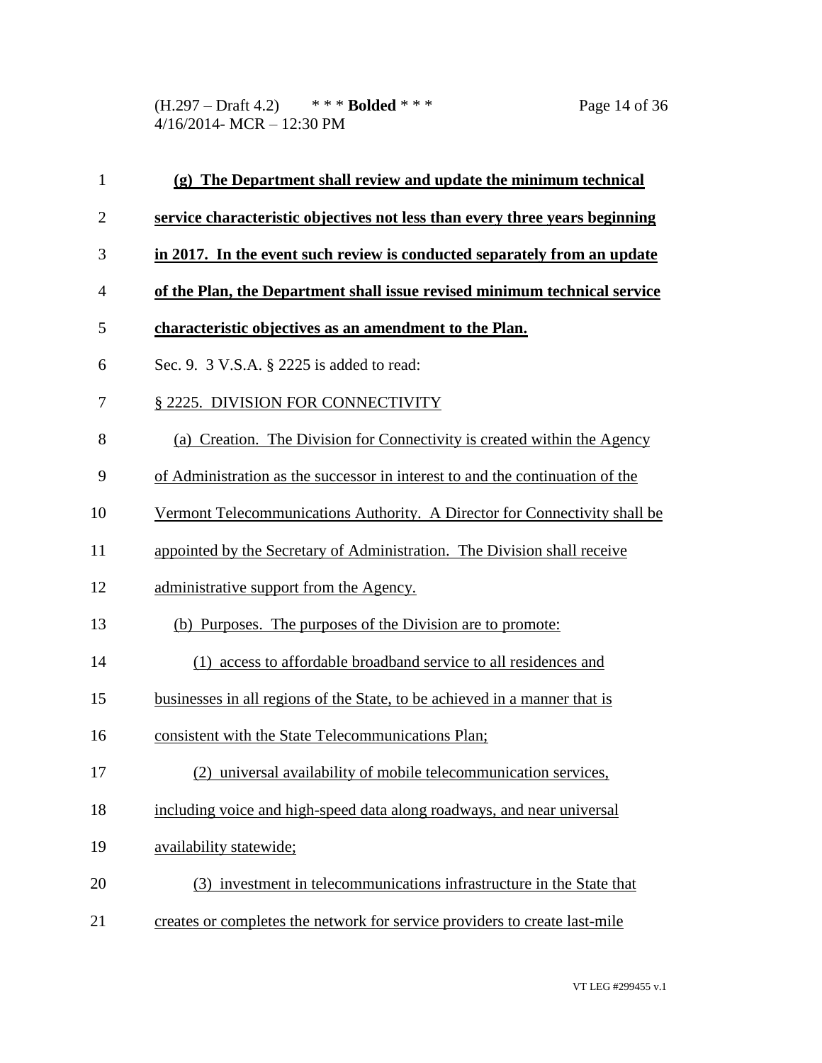**(g) The Department shall review and update the minimum technical service characteristic objectives not less than every three years beginning in 2017. In the event such review is conducted separately from an update of the Plan, the Department shall issue revised minimum technical service characteristic objectives as an amendment to the Plan.**

Sec. 9. 3 V.S.A. § 2225 is added to read:

§ 2225. DIVISION FOR CONNECTIVITY

(a) Creation. The Division for Connectivity is created within the Agency of Administration as the successor in interest to and the continuation of the Vermont Telecommunications Authority. A Director for Connectivity shall be appointed by the Secretary of Administration. The Division shall receive administrative support from the Agency.

(b) Purposes. The purposes of the Division are to promote:

(1) access to affordable broadband service to all residences and businesses in all regions of the State, to be achieved in a manner that is consistent with the State Telecommunications Plan;

(2) universal availability of mobile telecommunication services, including voice and high-speed data along roadways, and near universal availability statewide;

(3) investment in telecommunications infrastructure in the State that creates or completes the network for service providers to create last-mile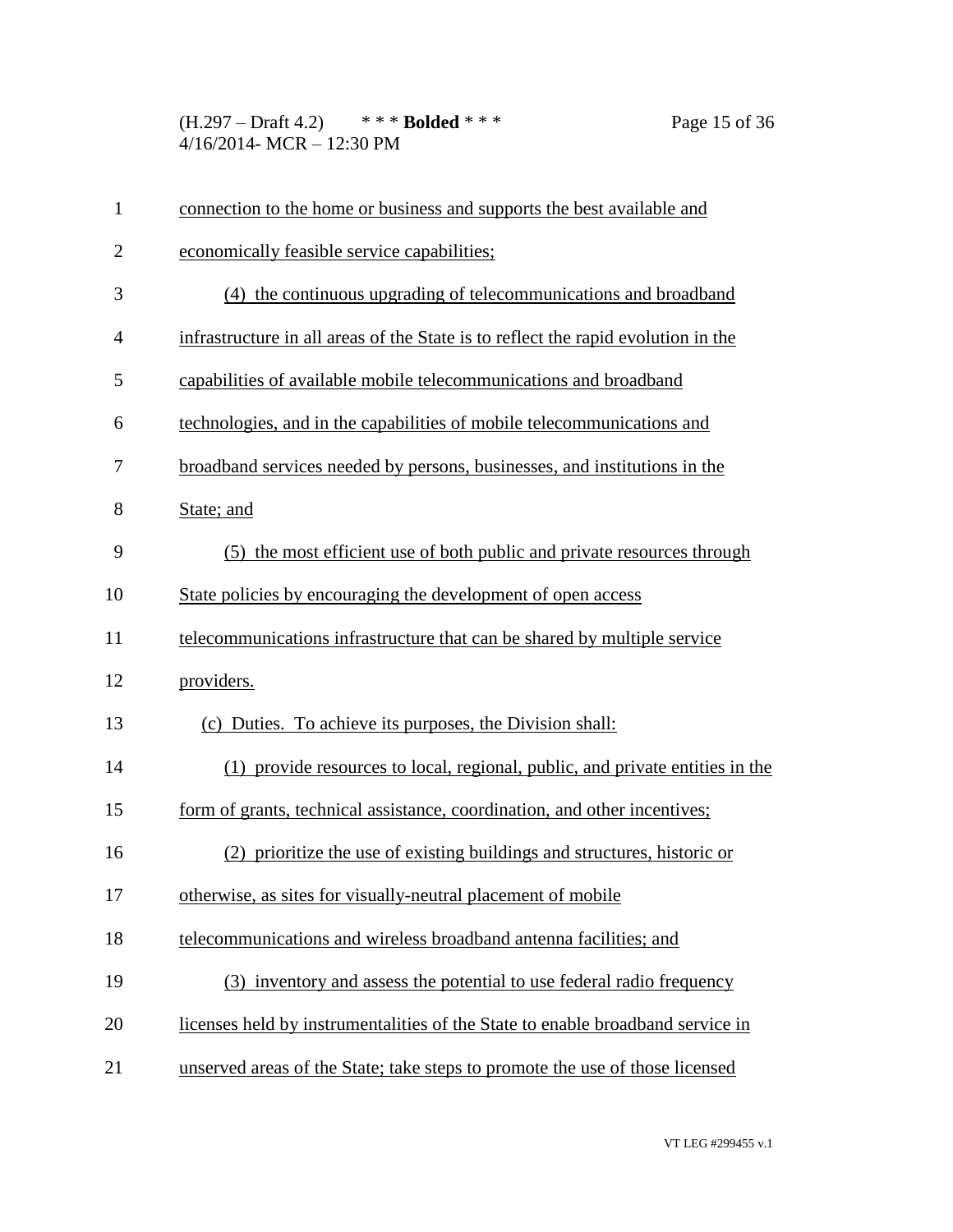connection to the home or business and supports the best available and economically feasible service capabilities;

(4) the continuous upgrading of telecommunications and broadband infrastructure in all areas of the State is to reflect the rapid evolution in the capabilities of available mobile telecommunications and broadband technologies, and in the capabilities of mobile telecommunications and broadband services needed by persons, businesses, and institutions in the State; and

(5) the most efficient use of both public and private resources through State policies by encouraging the development of open access telecommunications infrastructure that can be shared by multiple service providers.

(c) Duties. To achieve its purposes, the Division shall:

(1) provide resources to local, regional, public, and private entities in the form of grants, technical assistance, coordination, and other incentives;

(2) prioritize the use of existing buildings and structures, historic or otherwise, as sites for visually-neutral placement of mobile telecommunications and wireless broadband antenna facilities; and

(3) inventory and assess the potential to use federal radio frequency licenses held by instrumentalities of the State to enable broadband service in unserved areas of the State; take steps to promote the use of those licensed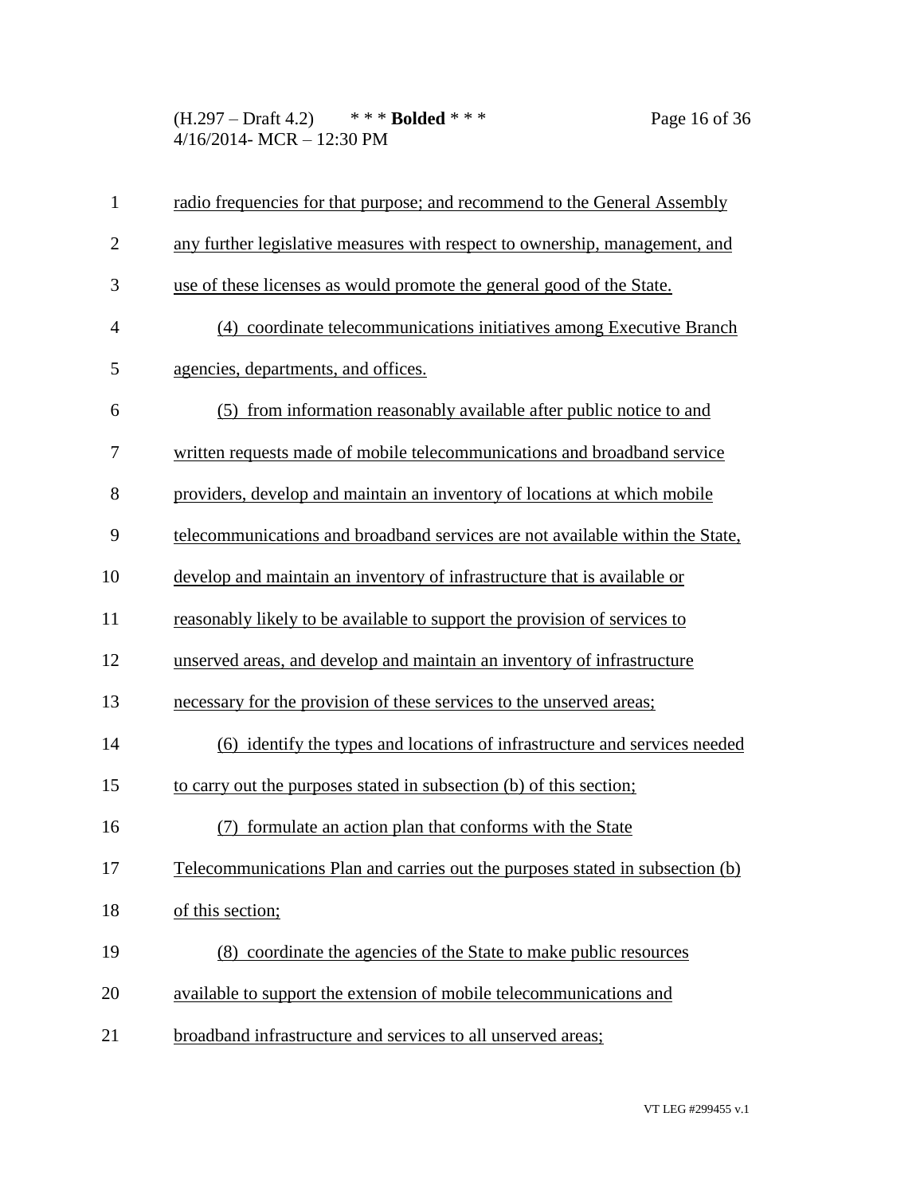radio frequencies for that purpose; and recommend to the General Assembly any further legislative measures with respect to ownership, management, and use of these licenses as would promote the general good of the State.

(4) coordinate telecommunications initiatives among Executive Branch agencies, departments, and offices.

(5) from information reasonably available after public notice to and written requests made of mobile telecommunications and broadband service providers, develop and maintain an inventory of locations at which mobile telecommunications and broadband services are not available within the State, develop and maintain an inventory of infrastructure that is available or reasonably likely to be available to support the provision of services to unserved areas, and develop and maintain an inventory of infrastructure necessary for the provision of these services to the unserved areas;

(6) identify the types and locations of infrastructure and services needed to carry out the purposes stated in subsection (b) of this section;

(7) formulate an action plan that conforms with the State Telecommunications Plan and carries out the purposes stated in subsection (b) of this section;

(8) coordinate the agencies of the State to make public resources available to support the extension of mobile telecommunications and broadband infrastructure and services to all unserved areas;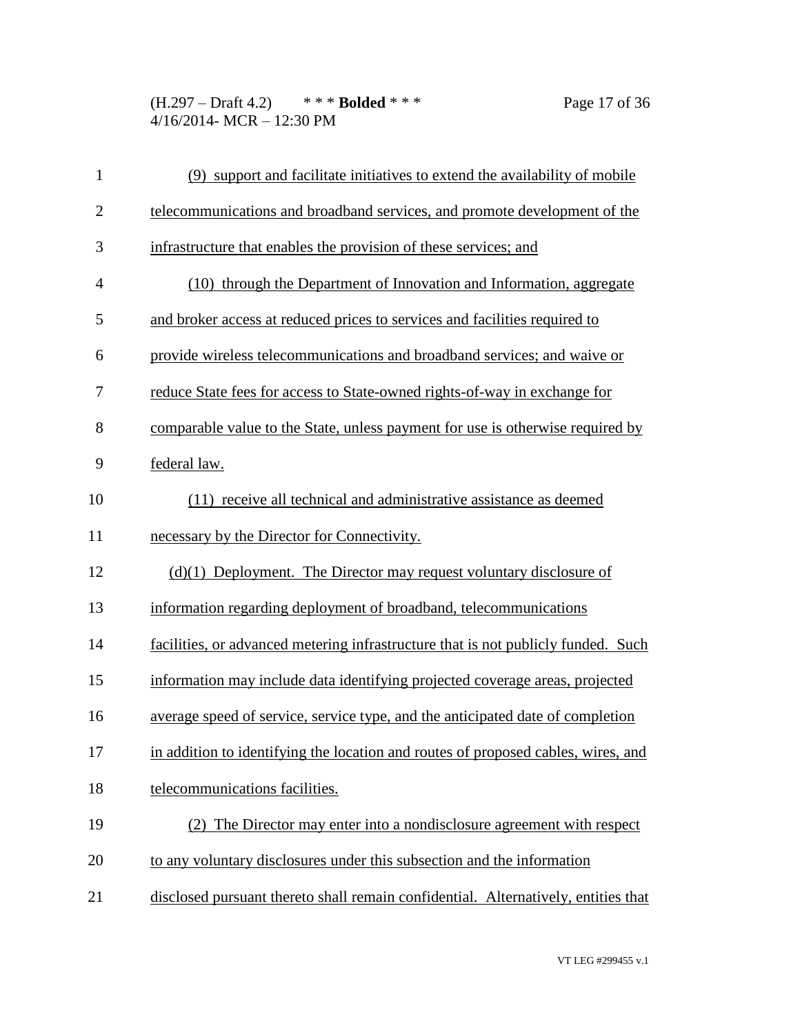(9) support and facilitate initiatives to extend the availability of mobile telecommunications and broadband services, and promote development of the infrastructure that enables the provision of these services; and

(10) through the Department of Innovation and Information, aggregate and broker access at reduced prices to services and facilities required to provide wireless telecommunications and broadband services; and waive or reduce State fees for access to State-owned rights-of-way in exchange for comparable value to the State, unless payment for use is otherwise required by federal law.

(11) receive all technical and administrative assistance as deemed necessary by the Director for Connectivity.

(d)(1) Deployment. The Director may request voluntary disclosure of information regarding deployment of broadband, telecommunications facilities, or advanced metering infrastructure that is not publicly funded. Such information may include data identifying projected coverage areas, projected average speed of service, service type, and the anticipated date of completion in addition to identifying the location and routes of proposed cables, wires, and telecommunications facilities.

(2) The Director may enter into a nondisclosure agreement with respect to any voluntary disclosures under this subsection and the information disclosed pursuant thereto shall remain confidential. Alternatively, entities that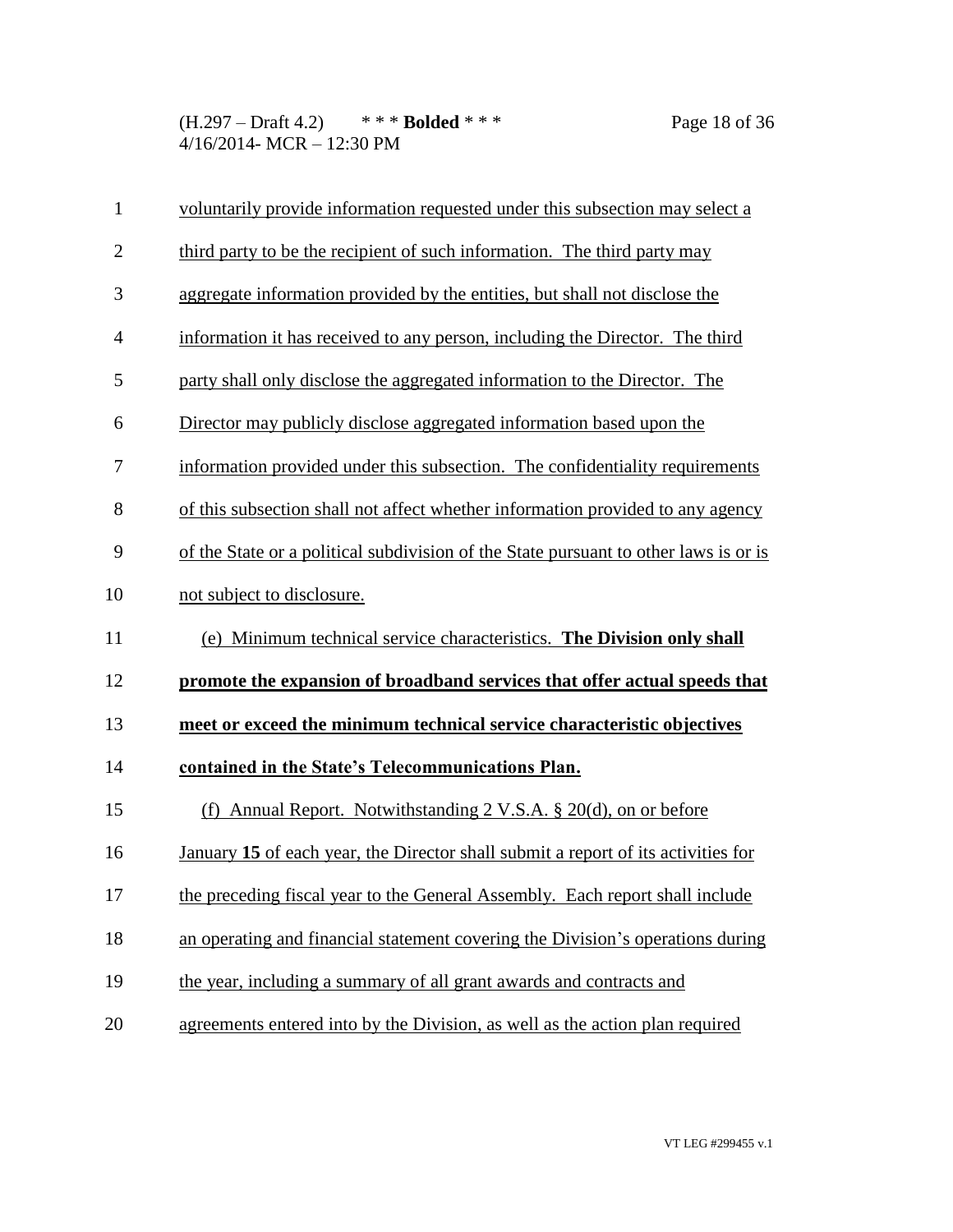voluntarily provide information requested under this subsection may select a third party to be the recipient of such information. The third party may aggregate information provided by the entities, but shall not disclose the information it has received to any person, including the Director. The third party shall only disclose the aggregated information to the Director. The Director may publicly disclose aggregated information based upon the information provided under this subsection. The confidentiality requirements of this subsection shall not affect whether information provided to any agency of the State or a political subdivision of the State pursuant to other laws is or is not subject to disclosure.

(e) Minimum technical service characteristics. **The Division only shall promote the expansion of broadband services that offer actual speeds that meet or exceed the minimum technical service characteristic objectives contained in the State's Telecommunications Plan.**

(f) Annual Report. Notwithstanding 2 V.S.A. § 20(d), on or before January **15** of each year, the Director shall submit a report of its activities for the preceding fiscal year to the General Assembly. Each report shall include an operating and financial statement covering the Division's operations during the year, including a summary of all grant awards and contracts and agreements entered into by the Division, as well as the action plan required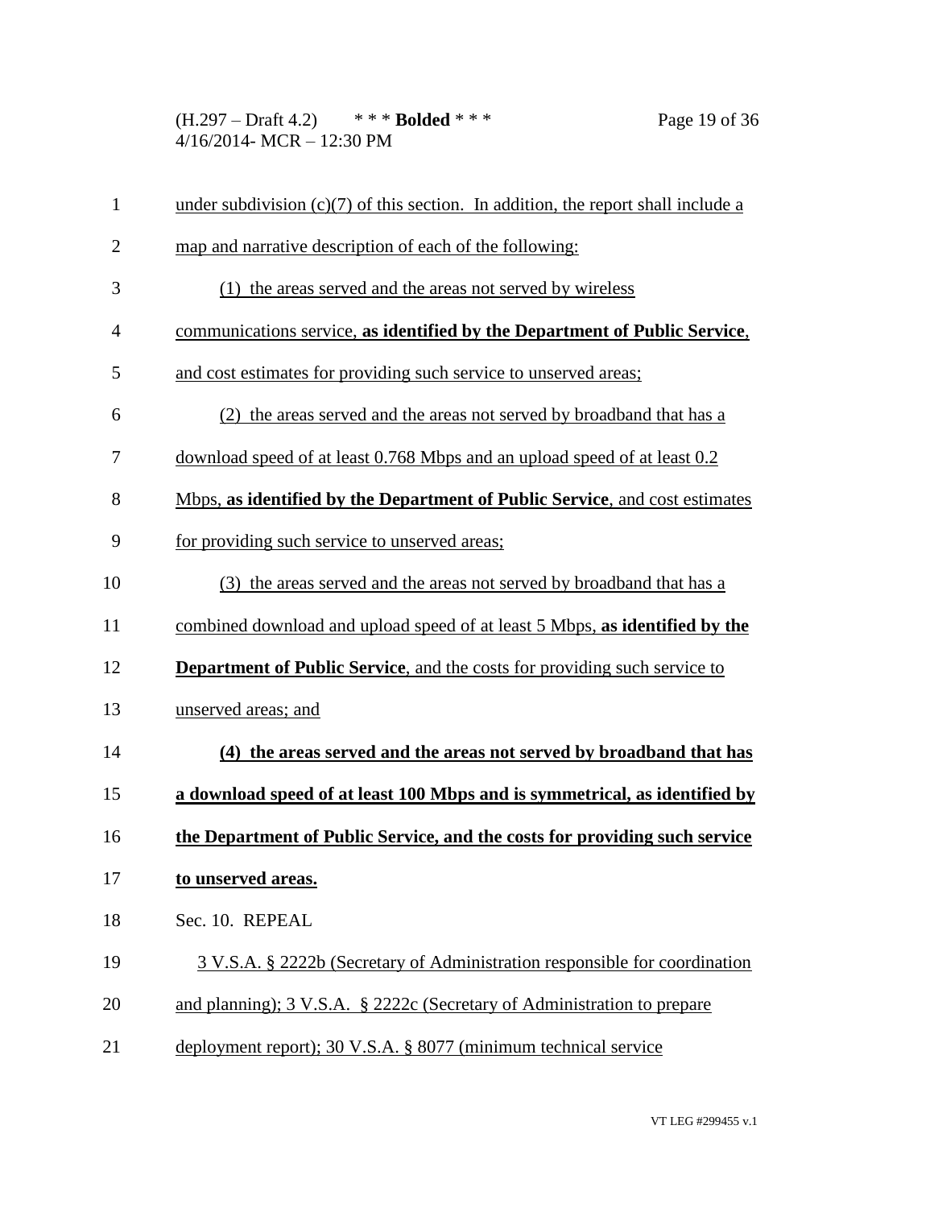under subdivision (c)(7) of this section. In addition, the report shall include a map and narrative description of each of the following:

(1) the areas served and the areas not served by wireless communications service, **as identified by the Department of Public Service**, and cost estimates for providing such service to unserved areas;

(2) the areas served and the areas not served by broadband that has a download speed of at least 0.768 Mbps and an upload speed of at least 0.2 Mbps, **as identified by the Department of Public Service**, and cost estimates for providing such service to unserved areas;

(3) the areas served and the areas not served by broadband that has a combined download and upload speed of at least 5 Mbps, **as identified by the Department of Public Service**, and the costs for providing such service to unserved areas; and

**(4) the areas served and the areas not served by broadband that has a download speed of at least 100 Mbps and is symmetrical, as identified by the Department of Public Service, and the costs for providing such service to unserved areas.**

Sec. 10. REPEAL

3 V.S.A. § 2222b (Secretary of Administration responsible for coordination and planning); 3 V.S.A. § 2222c (Secretary of Administration to prepare deployment report); 30 V.S.A. § 8077 (minimum technical service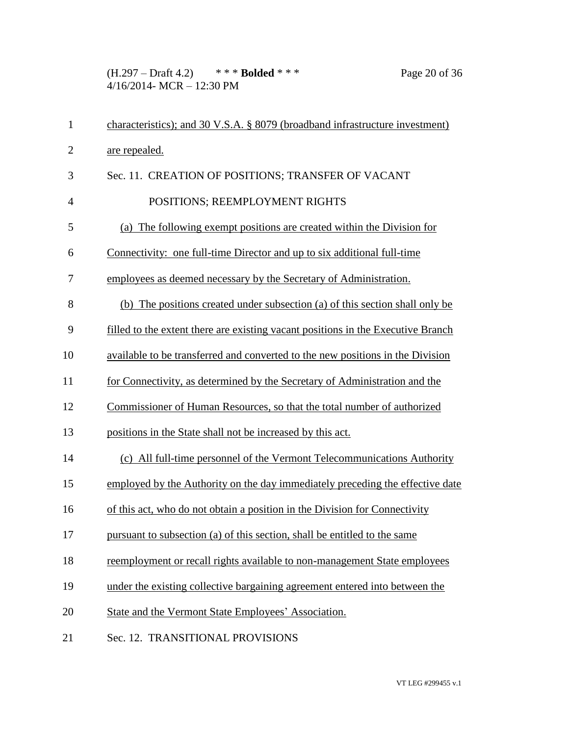characteristics); and 30 V.S.A. § 8079 (broadband infrastructure investment) are repealed.

Sec. 11. CREATION OF POSITIONS; TRANSFER OF VACANT POSITIONS; REEMPLOYMENT RIGHTS

(a) The following exempt positions are created within the Division for Connectivity: one full-time Director and up to six additional full-time employees as deemed necessary by the Secretary of Administration.

(b) The positions created under subsection (a) of this section shall only be filled to the extent there are existing vacant positions in the Executive Branch available to be transferred and converted to the new positions in the Division for Connectivity, as determined by the Secretary of Administration and the Commissioner of Human Resources, so that the total number of authorized positions in the State shall not be increased by this act.

(c) All full-time personnel of the Vermont Telecommunications Authority employed by the Authority on the day immediately preceding the effective date of this act, who do not obtain a position in the Division for Connectivity pursuant to subsection (a) of this section, shall be entitled to the same reemployment or recall rights available to non-management State employees under the existing collective bargaining agreement entered into between the State and the Vermont State Employees' Association.

Sec. 12. TRANSITIONAL PROVISIONS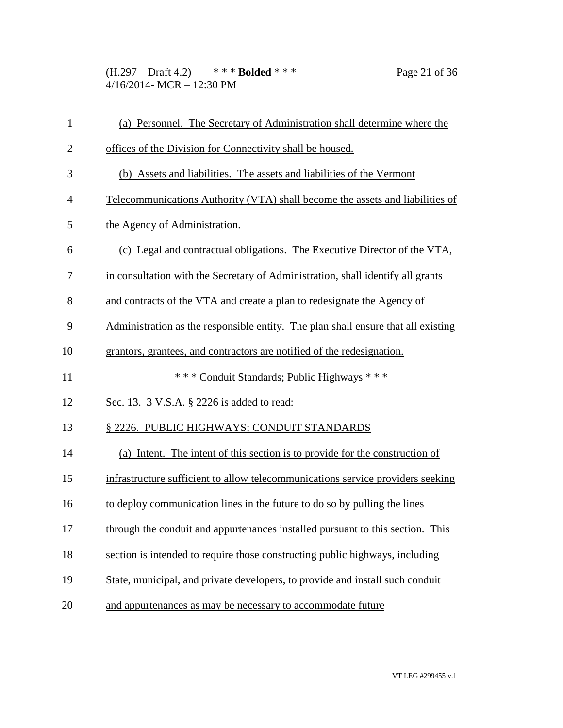(a) Personnel. The Secretary of Administration shall determine where the offices of the Division for Connectivity shall be housed.

(b) Assets and liabilities. The assets and liabilities of the Vermont Telecommunications Authority (VTA) shall become the assets and liabilities of the Agency of Administration.

(c) Legal and contractual obligations. The Executive Director of the VTA, in consultation with the Secretary of Administration, shall identify all grants and contracts of the VTA and create a plan to redesignate the Agency of Administration as the responsible entity. The plan shall ensure that all existing grantors, grantees, and contractors are notified of the redesignation.

\* \* \* Conduit Standards; Public Highways \* \* \*

Sec. 13. 3 V.S.A. § 2226 is added to read:

§ 2226. PUBLIC HIGHWAYS; CONDUIT STANDARDS

(a) Intent. The intent of this section is to provide for the construction of infrastructure sufficient to allow telecommunications service providers seeking to deploy communication lines in the future to do so by pulling the lines through the conduit and appurtenances installed pursuant to this section. This section is intended to require those constructing public highways, including State, municipal, and private developers, to provide and install such conduit and appurtenances as may be necessary to accommodate future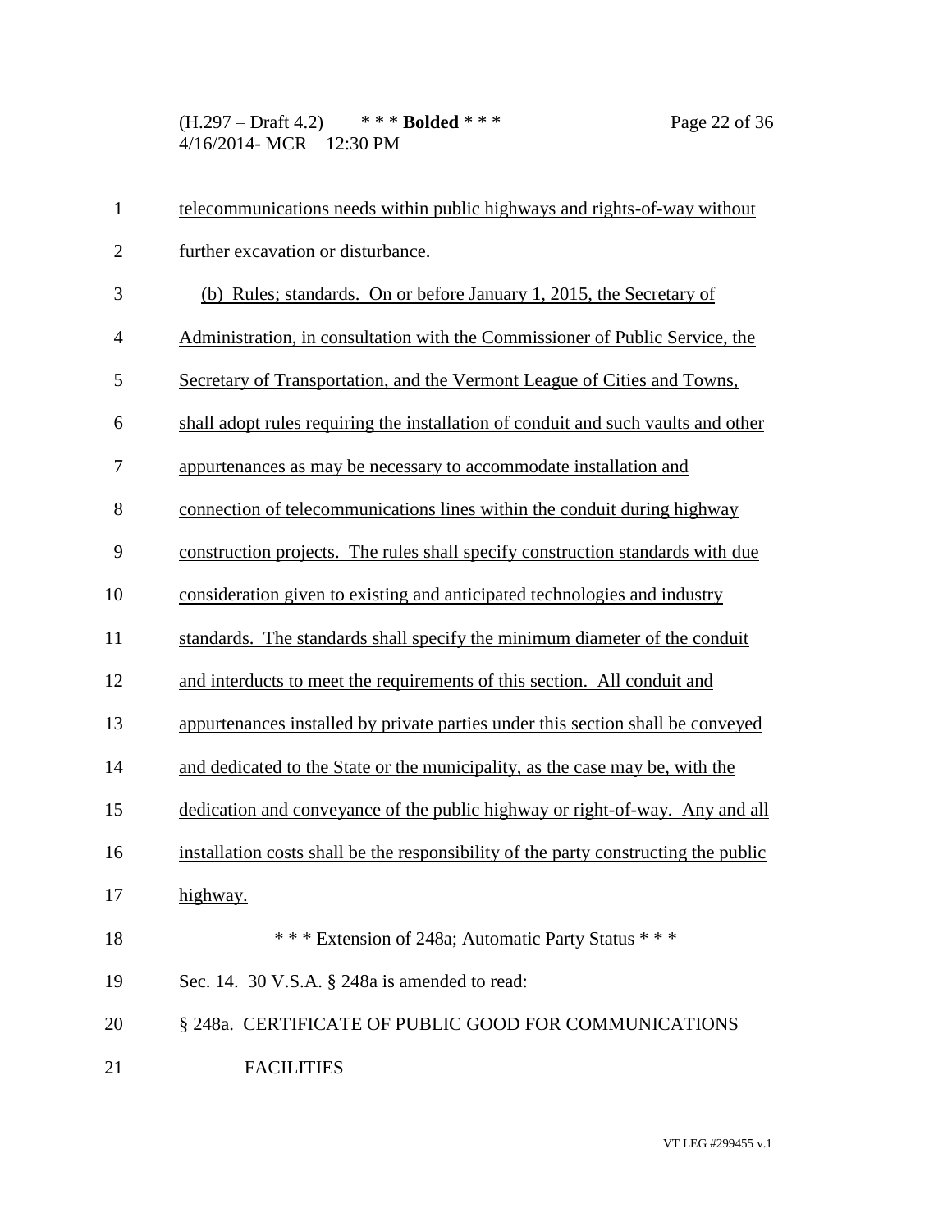telecommunications needs within public highways and rights-of-way without further excavation or disturbance.

(b) Rules; standards. On or before January 1, 2015, the Secretary of Administration, in consultation with the Commissioner of Public Service, the Secretary of Transportation, and the Vermont League of Cities and Towns, shall adopt rules requiring the installation of conduit and such vaults and other appurtenances as may be necessary to accommodate installation and connection of telecommunications lines within the conduit during highway construction projects. The rules shall specify construction standards with due consideration given to existing and anticipated technologies and industry standards. The standards shall specify the minimum diameter of the conduit and interducts to meet the requirements of this section. All conduit and appurtenances installed by private parties under this section shall be conveyed and dedicated to the State or the municipality, as the case may be, with the dedication and conveyance of the public highway or right-of-way. Any and all installation costs shall be the responsibility of the party constructing the public highway.

*** Extension of 248a; Automatic Party Status ***

Sec. 14. 30 V.S.A. § 248a is amended to read:

§ 248a. CERTIFICATE OF PUBLIC GOOD FOR COMMUNICATIONS FACILITIES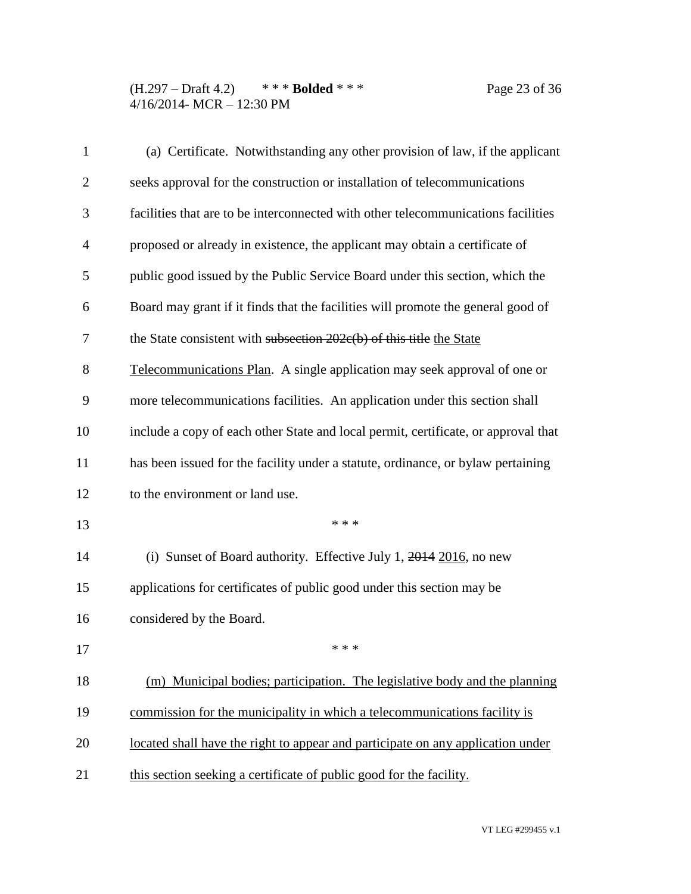(a) Certificate. Notwithstanding any other provision of law, if the applicant seeks approval for the construction or installation of telecommunications facilities that are to be interconnected with other telecommunications facilities proposed or already in existence, the applicant may obtain a certificate of public good issued by the Public Service Board under this section, which the Board may grant if it finds that the facilities will promote the general good of the State consistent with ~~subsection 202c(b) of this title~~ <u>the State Telecommunications Plan</u>. A single application may seek approval of one or more telecommunications facilities. An application under this section shall include a copy of each other State and local permit, certificate, or approval that has been issued for the facility under a statute, ordinance, or bylaw pertaining to the environment or land use.

\* \* \*

(i) Sunset of Board authority. Effective July 1, ~~2014~~ <u>2016</u>, no new applications for certificates of public good under this section may be considered by the Board.

\* \* \*

<u>(m) Municipal bodies; participation. The legislative body and the planning commission for the municipality in which a telecommunications facility is located shall have the right to appear and participate on any application under this section seeking a certificate of public good for the facility.</u>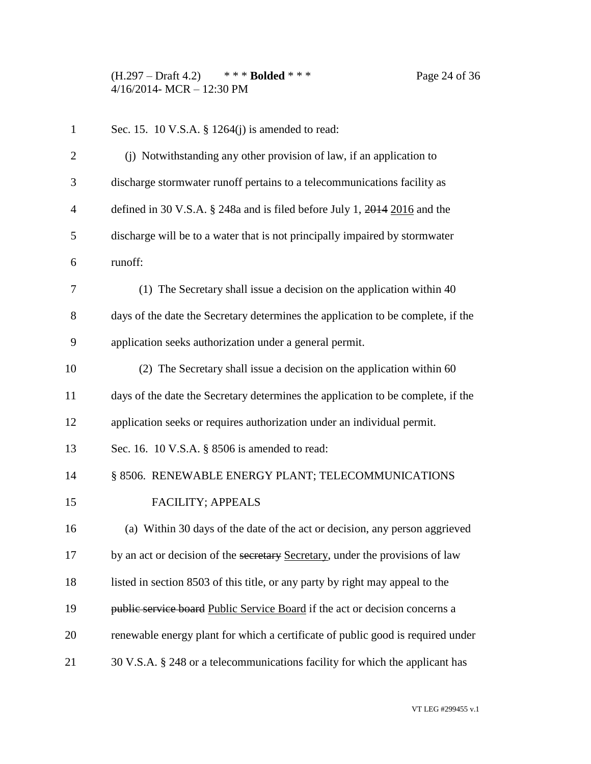Sec. 15. 10 V.S.A. § 1264(j) is amended to read:

(j) Notwithstanding any other provision of law, if an application to discharge stormwater runoff pertains to a telecommunications facility as defined in 30 V.S.A. § 248a and is filed before July 1, ~~2014~~ 2016 and the discharge will be to a water that is not principally impaired by stormwater runoff:

(1) The Secretary shall issue a decision on the application within 40 days of the date the Secretary determines the application to be complete, if the application seeks authorization under a general permit.

(2) The Secretary shall issue a decision on the application within 60 days of the date the Secretary determines the application to be complete, if the application seeks or requires authorization under an individual permit.

Sec. 16. 10 V.S.A. § 8506 is amended to read:

§ 8506. RENEWABLE ENERGY PLANT; TELECOMMUNICATIONS FACILITY; APPEALS

(a) Within 30 days of the date of the act or decision, any person aggrieved by an act or decision of the ~~secretary~~ Secretary, under the provisions of law listed in section 8503 of this title, or any party by right may appeal to the ~~public service board~~ Public Service Board if the act or decision concerns a renewable energy plant for which a certificate of public good is required under 30 V.S.A. § 248 or a telecommunications facility for which the applicant has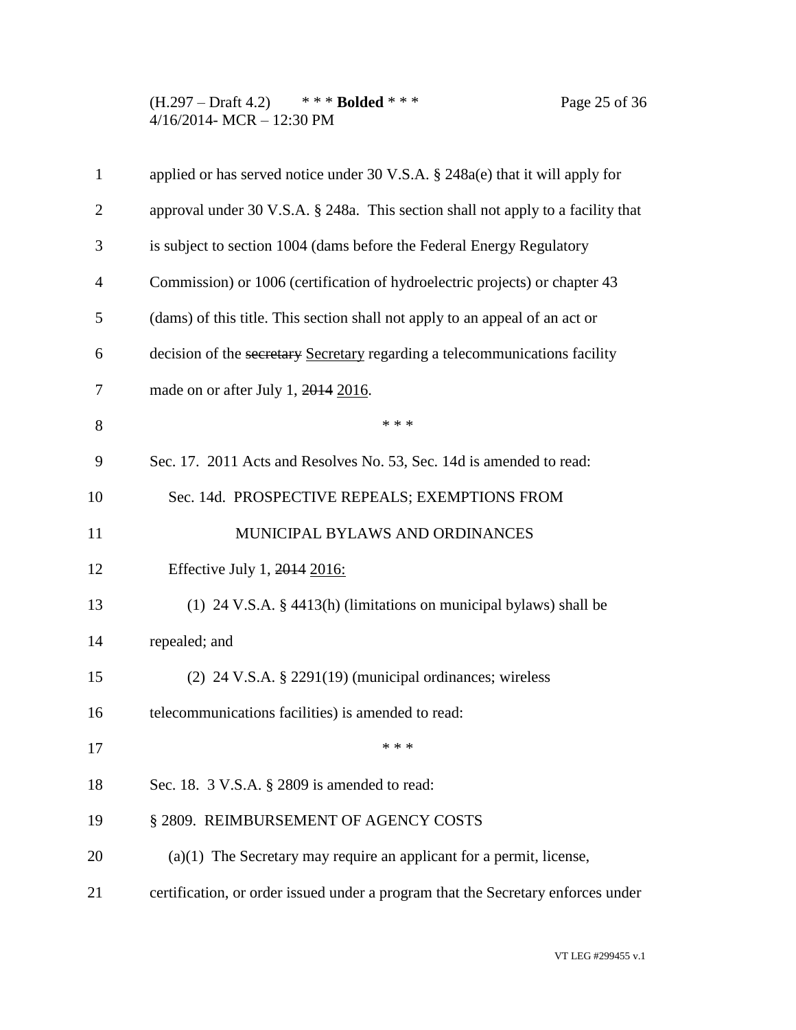applied or has served notice under 30 V.S.A. § 248a(e) that it will apply for approval under 30 V.S.A. § 248a. This section shall not apply to a facility that is subject to section 1004 (dams before the Federal Energy Regulatory Commission) or 1006 (certification of hydroelectric projects) or chapter 43 (dams) of this title. This section shall not apply to an appeal of an act or decision of the ~~secretary~~ <u>Secretary</u> regarding a telecommunications facility made on or after July 1, ~~2014~~ <u>2016</u>.

\* \* \*

Sec. 17. 2011 Acts and Resolves No. 53, Sec. 14d is amended to read:

Sec. 14d. PROSPECTIVE REPEALS; EXEMPTIONS FROM MUNICIPAL BYLAWS AND ORDINANCES

Effective July 1, ~~2014~~ <u>2016</u>:

(1) 24 V.S.A. § 4413(h) (limitations on municipal bylaws) shall be repealed; and

(2) 24 V.S.A. § 2291(19) (municipal ordinances; wireless telecommunications facilities) is amended to read:

\* \* \*

Sec. 18. 3 V.S.A. § 2809 is amended to read:

§ 2809. REIMBURSEMENT OF AGENCY COSTS

(a)(1) The Secretary may require an applicant for a permit, license, certification, or order issued under a program that the Secretary enforces under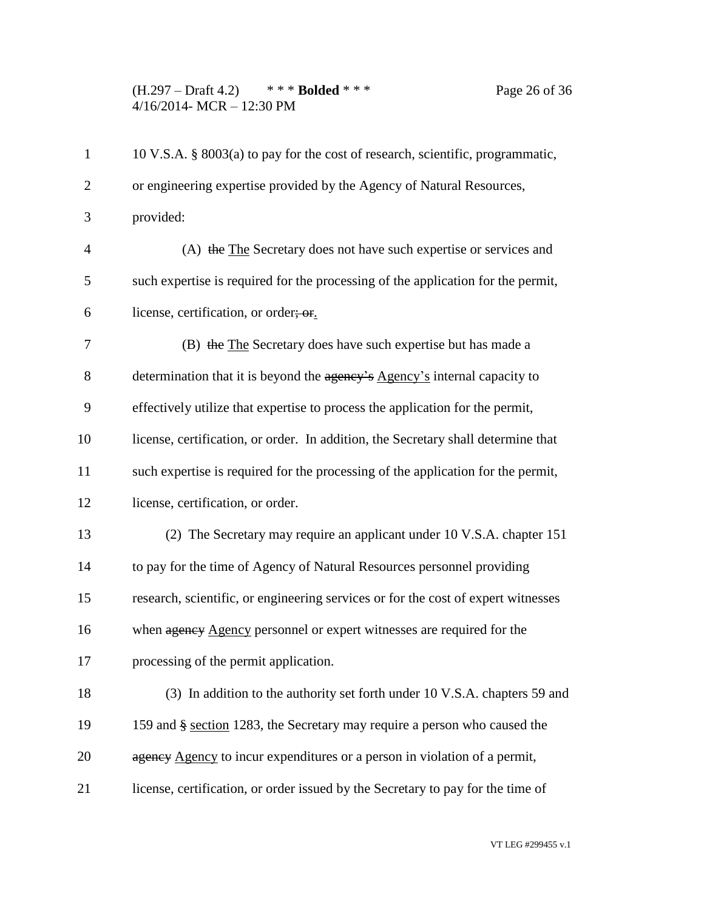10 V.S.A. § 8003(a) to pay for the cost of research, scientific, programmatic, or engineering expertise provided by the Agency of Natural Resources, provided:

(A) ~~the~~ <u>The</u> Secretary does not have such expertise or services and such expertise is required for the processing of the application for the permit, license, certification, or order~~; or~~<u>.</u>

(B) ~~the~~ <u>The</u> Secretary does have such expertise but has made a determination that it is beyond the ~~agency's~~ <u>Agency's</u> internal capacity to effectively utilize that expertise to process the application for the permit, license, certification, or order. In addition, the Secretary shall determine that such expertise is required for the processing of the application for the permit, license, certification, or order.

(2) The Secretary may require an applicant under 10 V.S.A. chapter 151 to pay for the time of Agency of Natural Resources personnel providing research, scientific, or engineering services or for the cost of expert witnesses when ~~agency~~ <u>Agency</u> personnel or expert witnesses are required for the processing of the permit application.

(3) In addition to the authority set forth under 10 V.S.A. chapters 59 and 159 and ~~§~~ <u>section</u> 1283, the Secretary may require a person who caused the ~~agency~~ <u>Agency</u> to incur expenditures or a person in violation of a permit, license, certification, or order issued by the Secretary to pay for the time of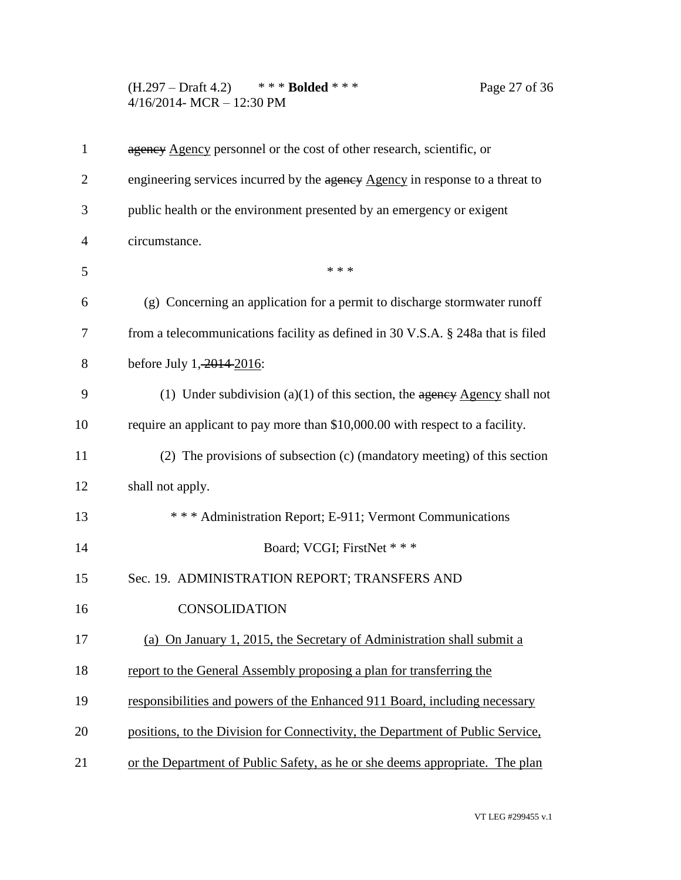~~agency~~ <u>Agency</u> personnel or the cost of other research, scientific, or engineering services incurred by the ~~agency~~ <u>Agency</u> in response to a threat to public health or the environment presented by an emergency or exigent circumstance.

\* \* \*

(g) Concerning an application for a permit to discharge stormwater runoff from a telecommunications facility as defined in 30 V.S.A. § 248a that is filed before July 1, ~~2014~~ <u>2016</u>:

(1) Under subdivision (a)(1) of this section, the ~~agency~~ <u>Agency</u> shall not require an applicant to pay more than $10,000.00 with respect to a facility.

(2) The provisions of subsection (c) (mandatory meeting) of this section shall not apply.

\* \* \* Administration Report; E-911; Vermont Communications Board; VCGI; FirstNet \* \* \*

Sec. 19. ADMINISTRATION REPORT; TRANSFERS AND CONSOLIDATION

<u>(a) On January 1, 2015, the Secretary of Administration shall submit a report to the General Assembly proposing a plan for transferring the responsibilities and powers of the Enhanced 911 Board, including necessary positions, to the Division for Connectivity, the Department of Public Service, or the Department of Public Safety, as he or she deems appropriate. The plan</u>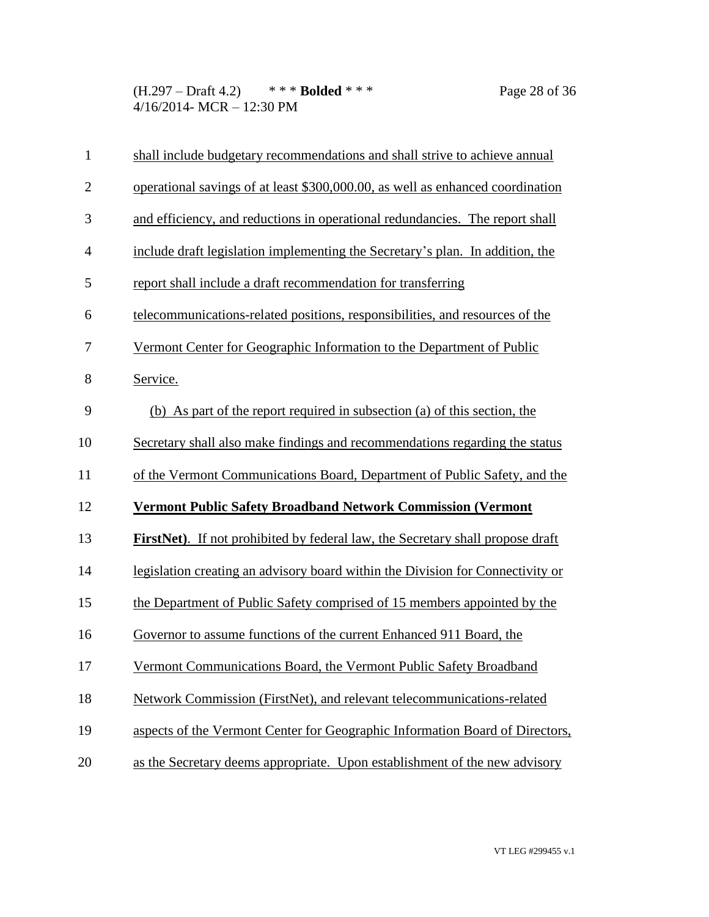shall include budgetary recommendations and shall strive to achieve annual operational savings of at least $300,000.00, as well as enhanced coordination and efficiency, and reductions in operational redundancies. The report shall include draft legislation implementing the Secretary's plan. In addition, the report shall include a draft recommendation for transferring telecommunications-related positions, responsibilities, and resources of the Vermont Center for Geographic Information to the Department of Public Service.

(b) As part of the report required in subsection (a) of this section, the Secretary shall also make findings and recommendations regarding the status of the Vermont Communications Board, Department of Public Safety, and the **Vermont Public Safety Broadband Network Commission (Vermont FirstNet)**. If not prohibited by federal law, the Secretary shall propose draft legislation creating an advisory board within the Division for Connectivity or the Department of Public Safety comprised of 15 members appointed by the Governor to assume functions of the current Enhanced 911 Board, the Vermont Communications Board, the Vermont Public Safety Broadband Network Commission (FirstNet), and relevant telecommunications-related aspects of the Vermont Center for Geographic Information Board of Directors, as the Secretary deems appropriate. Upon establishment of the new advisory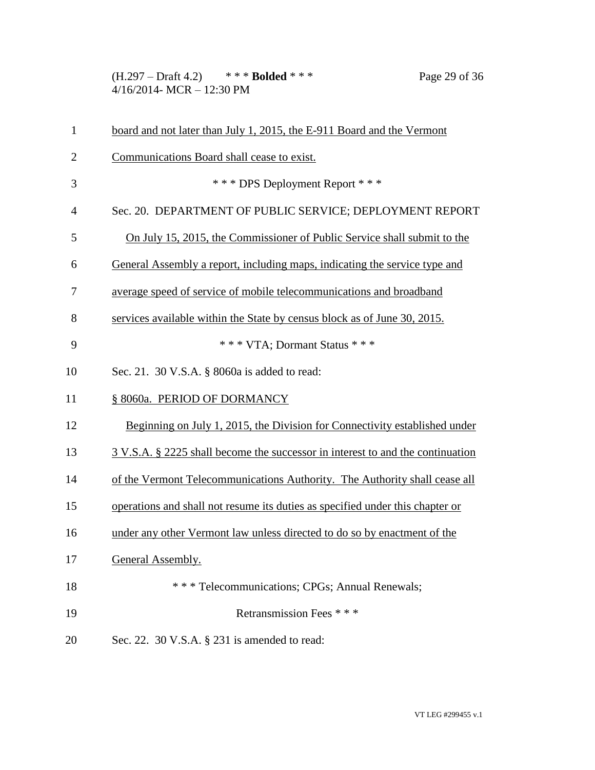board and not later than July 1, 2015, the E-911 Board and the Vermont Communications Board shall cease to exist.

*** DPS Deployment Report ***

Sec. 20. DEPARTMENT OF PUBLIC SERVICE; DEPLOYMENT REPORT

On July 15, 2015, the Commissioner of Public Service shall submit to the General Assembly a report, including maps, indicating the service type and average speed of service of mobile telecommunications and broadband services available within the State by census block as of June 30, 2015.

*** VTA; Dormant Status ***

Sec. 21. 30 V.S.A. § 8060a is added to read:

§ 8060a. PERIOD OF DORMANCY

Beginning on July 1, 2015, the Division for Connectivity established under 3 V.S.A. § 2225 shall become the successor in interest to and the continuation of the Vermont Telecommunications Authority. The Authority shall cease all operations and shall not resume its duties as specified under this chapter or under any other Vermont law unless directed to do so by enactment of the General Assembly.

*** Telecommunications; CPGs; Annual Renewals; Retransmission Fees ***

Sec. 22. 30 V.S.A. § 231 is amended to read: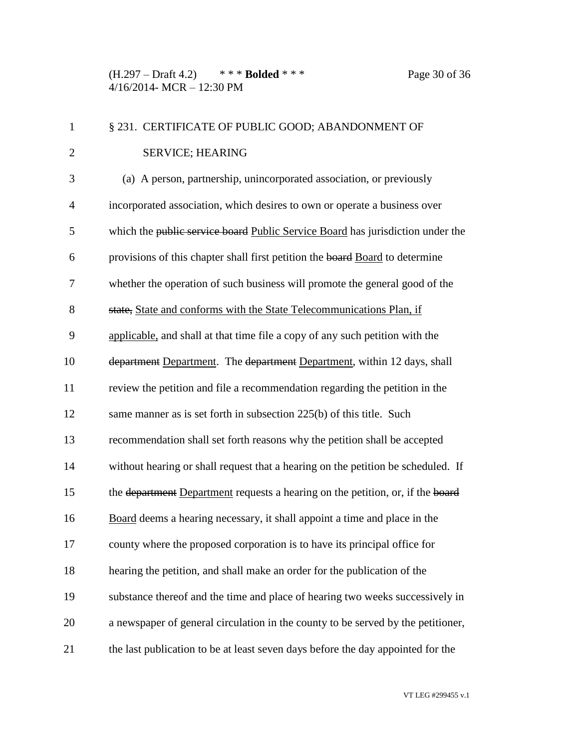§ 231. CERTIFICATE OF PUBLIC GOOD; ABANDONMENT OF SERVICE; HEARING

(a) A person, partnership, unincorporated association, or previously incorporated association, which desires to own or operate a business over which the ~~public service board~~ Public Service Board has jurisdiction under the provisions of this chapter shall first petition the ~~board~~ Board to determine whether the operation of such business will promote the general good of the ~~state,~~ State and conforms with the State Telecommunications Plan, if applicable, and shall at that time file a copy of any such petition with the ~~department~~ Department. The ~~department~~ Department, within 12 days, shall review the petition and file a recommendation regarding the petition in the same manner as is set forth in subsection 225(b) of this title. Such recommendation shall set forth reasons why the petition shall be accepted without hearing or shall request that a hearing on the petition be scheduled. If the ~~department~~ Department requests a hearing on the petition, or, if the ~~board~~ Board deems a hearing necessary, it shall appoint a time and place in the county where the proposed corporation is to have its principal office for hearing the petition, and shall make an order for the publication of the substance thereof and the time and place of hearing two weeks successively in a newspaper of general circulation in the county to be served by the petitioner, the last publication to be at least seven days before the day appointed for the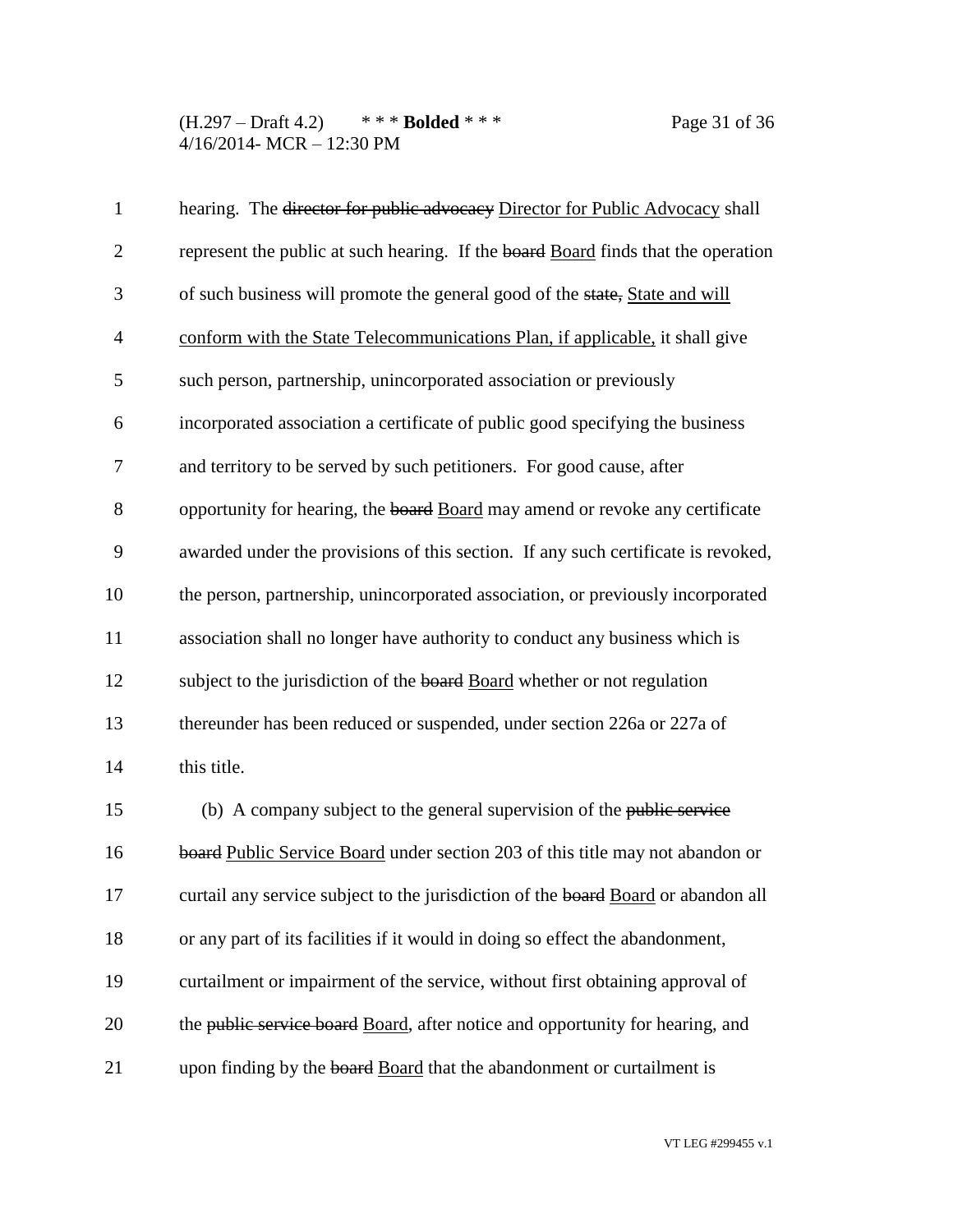hearing. The ~~director for public advocacy~~ Director for Public Advocacy shall represent the public at such hearing. If the ~~board~~ Board finds that the operation of such business will promote the general good of the ~~state,~~ State and will conform with the State Telecommunications Plan, if applicable, it shall give such person, partnership, unincorporated association or previously incorporated association a certificate of public good specifying the business and territory to be served by such petitioners. For good cause, after opportunity for hearing, the ~~board~~ Board may amend or revoke any certificate awarded under the provisions of this section. If any such certificate is revoked, the person, partnership, unincorporated association, or previously incorporated association shall no longer have authority to conduct any business which is subject to the jurisdiction of the ~~board~~ Board whether or not regulation thereunder has been reduced or suspended, under section 226a or 227a of this title.

(b) A company subject to the general supervision of the ~~public service board~~ Public Service Board under section 203 of this title may not abandon or curtail any service subject to the jurisdiction of the ~~board~~ Board or abandon all or any part of its facilities if it would in doing so effect the abandonment, curtailment or impairment of the service, without first obtaining approval of the ~~public service board~~ Board, after notice and opportunity for hearing, and upon finding by the ~~board~~ Board that the abandonment or curtailment is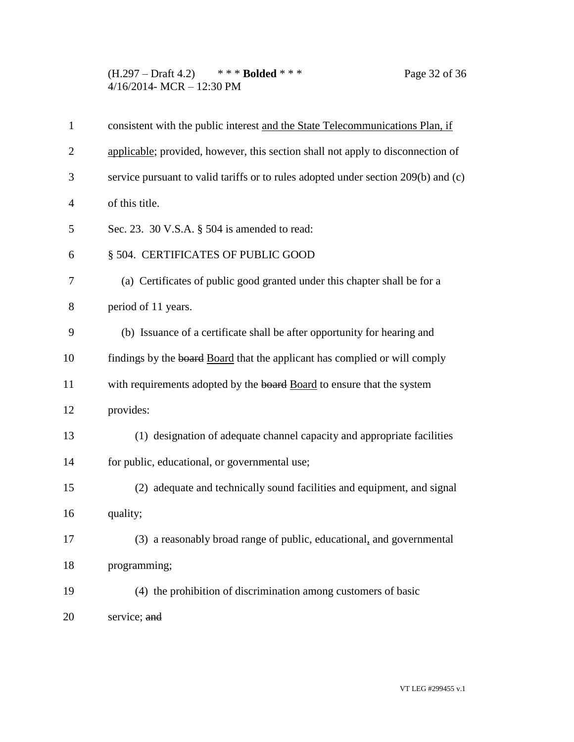consistent with the public interest <u>and the State Telecommunications Plan, if applicable</u>; provided, however, this section shall not apply to disconnection of service pursuant to valid tariffs or to rules adopted under section 209(b) and (c) of this title.

Sec. 23. 30 V.S.A. § 504 is amended to read:

§ 504. CERTIFICATES OF PUBLIC GOOD

(a) Certificates of public good granted under this chapter shall be for a period of 11 years.

(b) Issuance of a certificate shall be after opportunity for hearing and findings by the ~~board~~ <u>Board</u> that the applicant has complied or will comply with requirements adopted by the ~~board~~ <u>Board</u> to ensure that the system provides:

(1) designation of adequate channel capacity and appropriate facilities for public, educational, or governmental use;

(2) adequate and technically sound facilities and equipment, and signal quality;

(3) a reasonably broad range of public, educational<u>,</u> and governmental programming;

(4) the prohibition of discrimination among customers of basic service; ~~and~~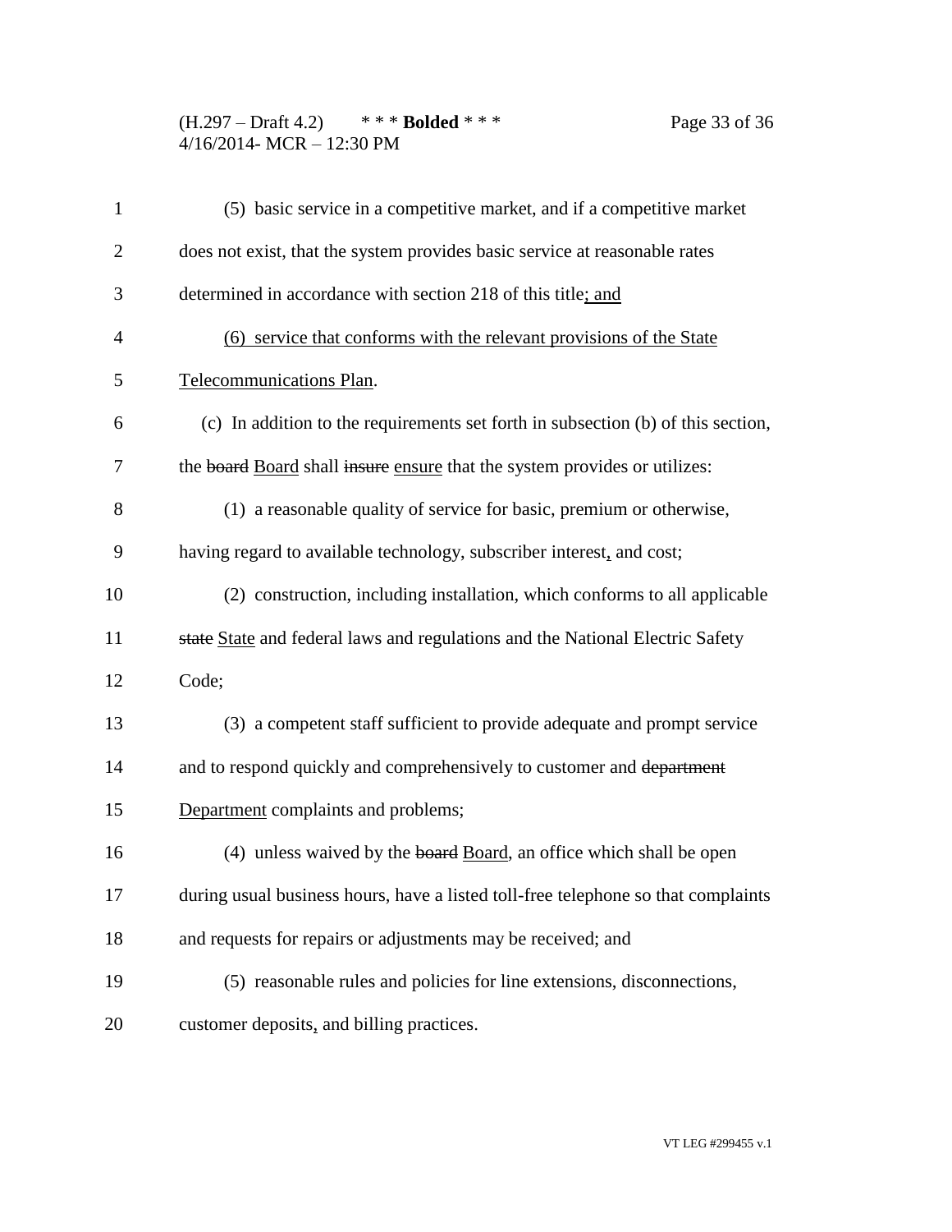(5) basic service in a competitive market, and if a competitive market does not exist, that the system provides basic service at reasonable rates determined in accordance with section 218 of this title; and

(6) service that conforms with the relevant provisions of the State Telecommunications Plan.

(c) In addition to the requirements set forth in subsection (b) of this section, the ~~board~~ Board shall ~~insure~~ ensure that the system provides or utilizes:

(1) a reasonable quality of service for basic, premium or otherwise, having regard to available technology, subscriber interest, and cost;

(2) construction, including installation, which conforms to all applicable ~~state~~ State and federal laws and regulations and the National Electric Safety Code;

(3) a competent staff sufficient to provide adequate and prompt service and to respond quickly and comprehensively to customer and ~~department~~ Department complaints and problems;

(4) unless waived by the ~~board~~ Board, an office which shall be open during usual business hours, have a listed toll-free telephone so that complaints and requests for repairs or adjustments may be received; and

(5) reasonable rules and policies for line extensions, disconnections, customer deposits, and billing practices.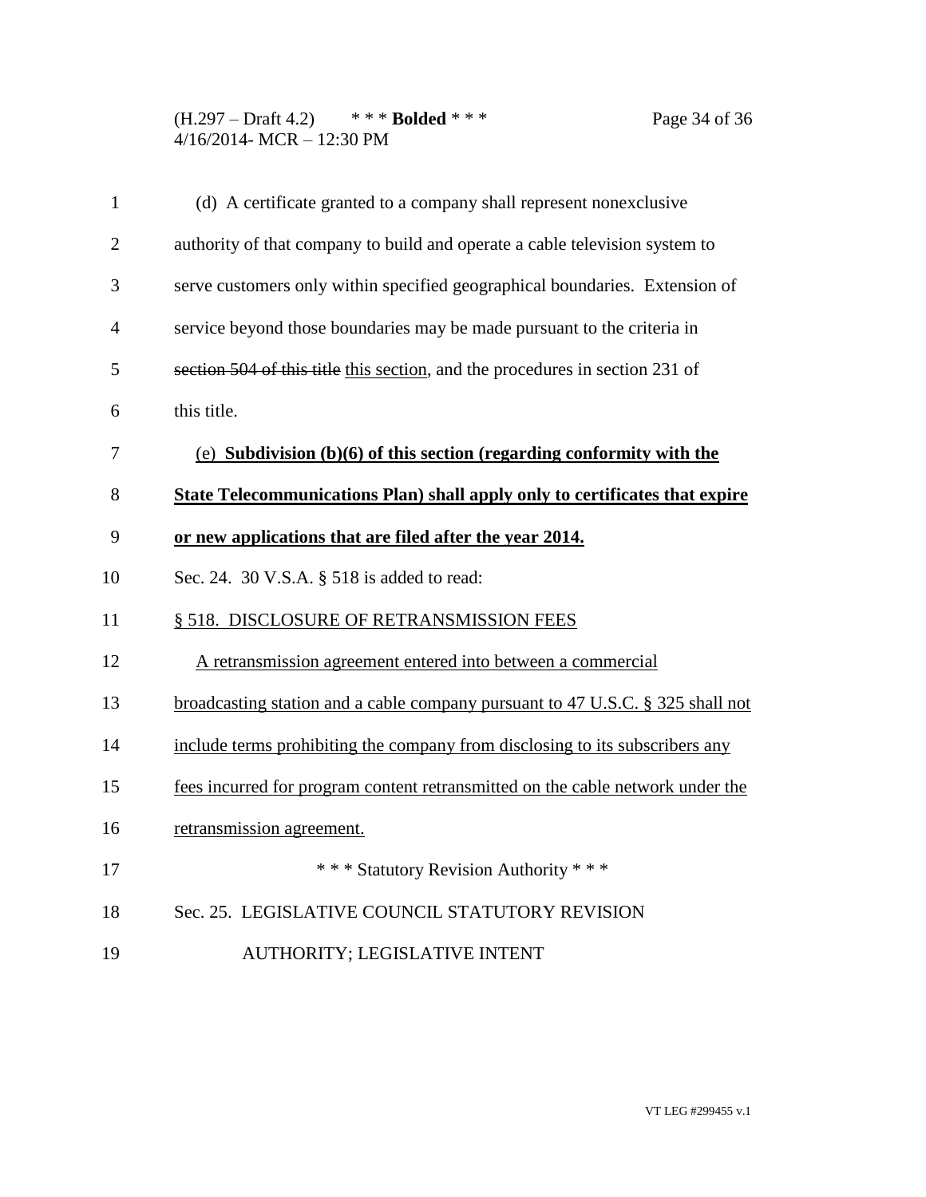(d) A certificate granted to a company shall represent nonexclusive authority of that company to build and operate a cable television system to serve customers only within specified geographical boundaries. Extension of service beyond those boundaries may be made pursuant to the criteria in ~~section 504 of this title~~ this section, and the procedures in section 231 of this title.

(e) **Subdivision (b)(6) of this section (regarding conformity with the State Telecommunications Plan) shall apply only to certificates that expire or new applications that are filed after the year 2014.**

Sec. 24. 30 V.S.A. § 518 is added to read:

§ 518. DISCLOSURE OF RETRANSMISSION FEES

A retransmission agreement entered into between a commercial broadcasting station and a cable company pursuant to 47 U.S.C. § 325 shall not include terms prohibiting the company from disclosing to its subscribers any fees incurred for program content retransmitted on the cable network under the retransmission agreement.

\* \* \* Statutory Revision Authority \* \* \*

Sec. 25. LEGISLATIVE COUNCIL STATUTORY REVISION AUTHORITY; LEGISLATIVE INTENT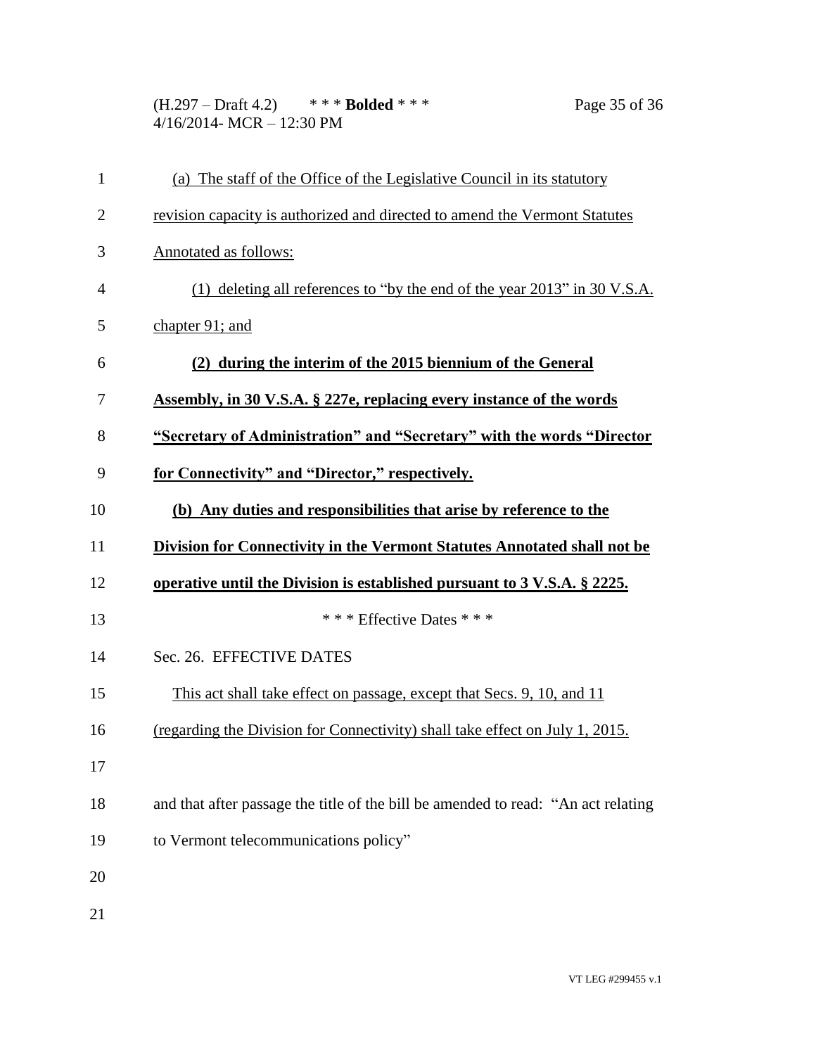(a) The staff of the Office of the Legislative Council in its statutory revision capacity is authorized and directed to amend the Vermont Statutes Annotated as follows:

(1) deleting all references to "by the end of the year 2013" in 30 V.S.A. chapter 91; and

**(2) during the interim of the 2015 biennium of the General Assembly, in 30 V.S.A. § 227e, replacing every instance of the words "Secretary of Administration" and "Secretary" with the words "Director for Connectivity" and "Director," respectively.**

**(b) Any duties and responsibilities that arise by reference to the Division for Connectivity in the Vermont Statutes Annotated shall not be operative until the Division is established pursuant to 3 V.S.A. § 2225.**

\* \* \* Effective Dates \* \* \*

Sec. 26. EFFECTIVE DATES

This act shall take effect on passage, except that Secs. 9, 10, and 11 (regarding the Division for Connectivity) shall take effect on July 1, 2015.

and that after passage the title of the bill be amended to read: "An act relating to Vermont telecommunications policy"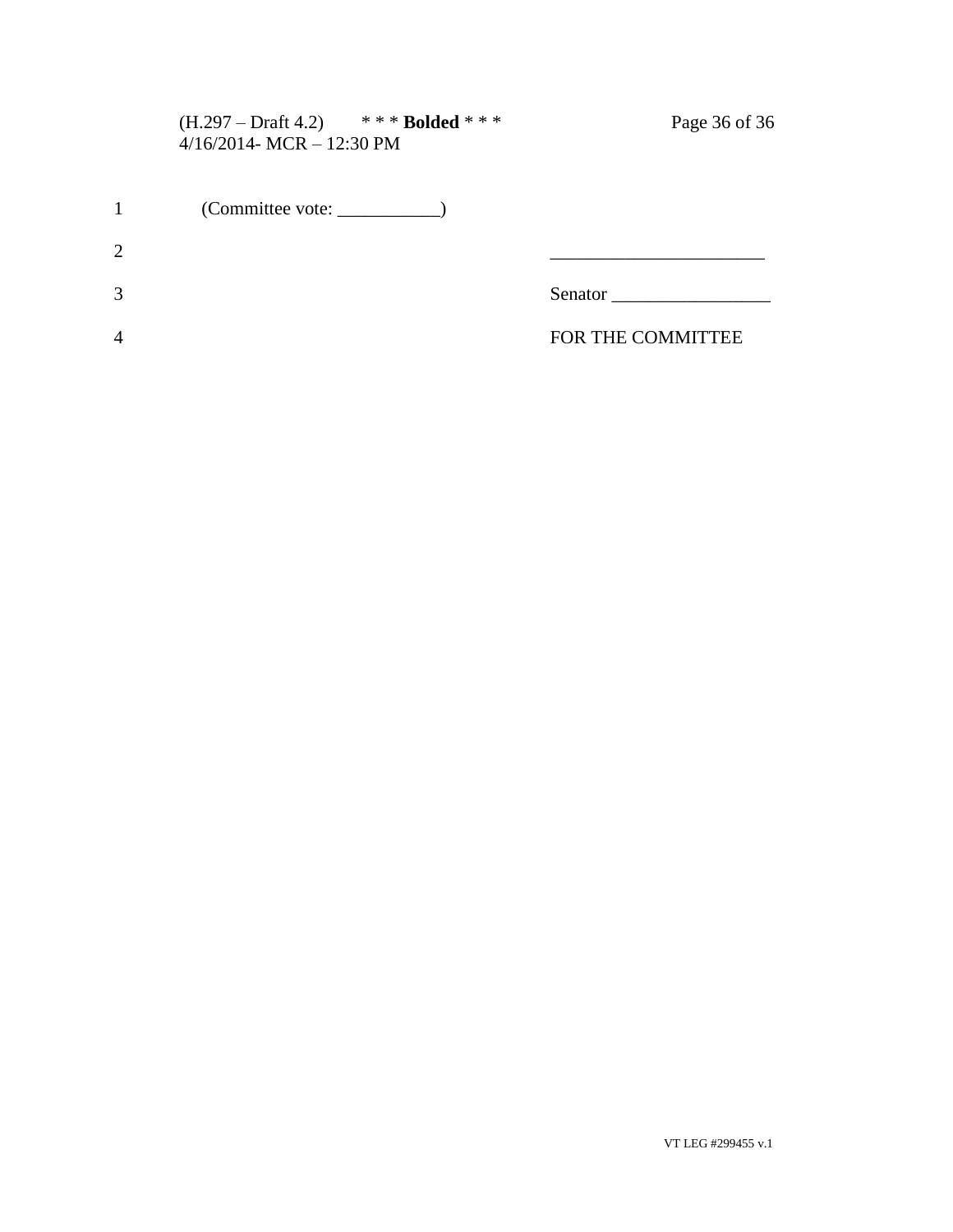(Committee vote: ___________)

_______________________

Senator _________________

FOR THE COMMITTEE